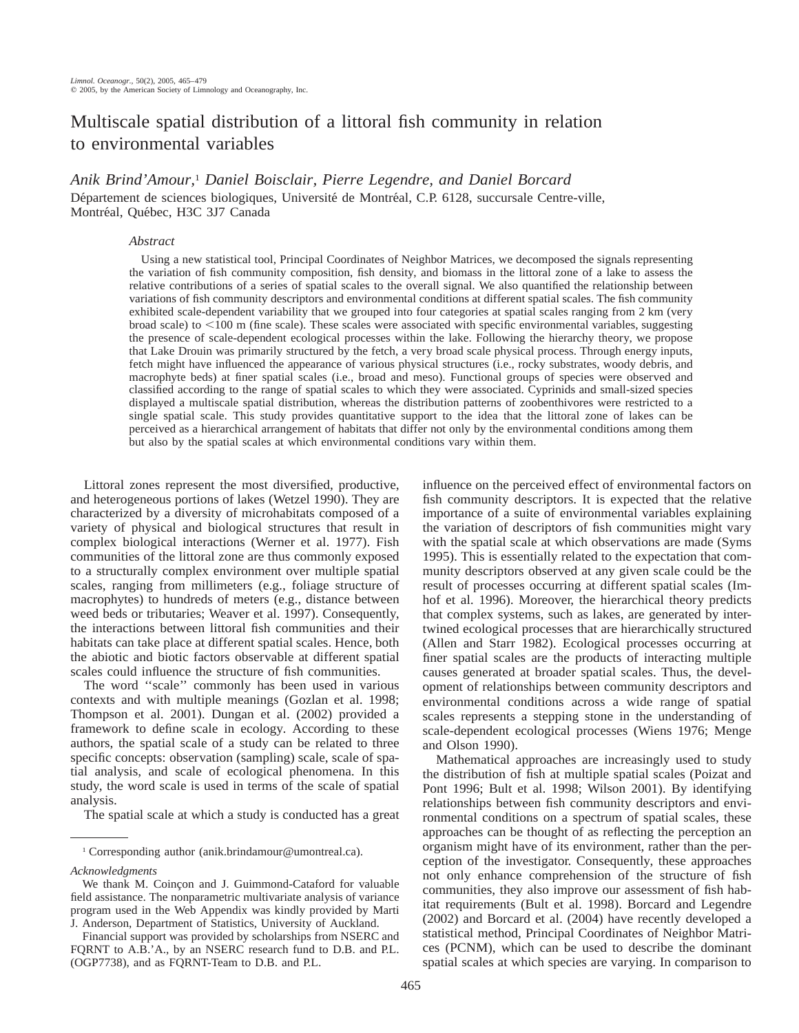# Multiscale spatial distribution of a littoral fish community in relation to environmental variables

*Anik Brind'Amour,*[1] *Daniel Boisclair, Pierre Legendre, and Daniel Borcard*

Département de sciences biologiques, Université de Montréal, C.P. 6128, succursale Centre-ville, Montréal, Québec, H3C 3J7 Canada

## Abstract

Using a new statistical tool, Principal Coordinates of Neighbor Matrices, we decomposed the signals representing the variation of fish community composition, fish density, and biomass in the littoral zone of a lake to assess the relative contributions of a series of spatial scales to the overall signal. We also quantified the relationship between variations of fish community descriptors and environmental conditions at different spatial scales. The fish community exhibited scale-dependent variability that we grouped into four categories at spatial scales ranging from 2 km (very broad scale) to <100 m (fine scale). These scales were associated with specific environmental variables, suggesting the presence of scale-dependent ecological processes within the lake. Following the hierarchy theory, we propose that Lake Drouin was primarily structured by the fetch, a very broad scale physical process. Through energy inputs, fetch might have influenced the appearance of various physical structures (i.e., rocky substrates, woody debris, and macrophyte beds) at finer spatial scales (i.e., broad and meso). Functional groups of species were observed and classified according to the range of spatial scales to which they were associated. Cyprinids and small-sized species displayed a multiscale spatial distribution, whereas the distribution patterns of zoobenthivores were restricted to a single spatial scale. This study provides quantitative support to the idea that the littoral zone of lakes can be perceived as a hierarchical arrangement of habitats that differ not only by the environmental conditions among them but also by the spatial scales at which environmental conditions vary within them.

Littoral zones represent the most diversified, productive, and heterogeneous portions of lakes (Wetzel 1990). They are characterized by a diversity of microhabitats composed of a variety of physical and biological structures that result in complex biological interactions (Werner et al. 1977). Fish communities of the littoral zone are thus commonly exposed to a structurally complex environment over multiple spatial scales, ranging from millimeters (e.g., foliage structure of macrophytes) to hundreds of meters (e.g., distance between weed beds or tributaries; Weaver et al. 1997). Consequently, the interactions between littoral fish communities and their habitats can take place at different spatial scales. Hence, both the abiotic and biotic factors observable at different spatial scales could influence the structure of fish communities.

The word ''scale'' commonly has been used in various contexts and with multiple meanings (Gozlan et al. 1998; Thompson et al. 2001). Dungan et al. (2002) provided a framework to define scale in ecology. According to these authors, the spatial scale of a study can be related to three specific concepts: observation (sampling) scale, scale of spatial analysis, and scale of ecological phenomena. In this study, the word scale is used in terms of the scale of spatial analysis.

The spatial scale at which a study is conducted has a great influence on the perceived effect of environmental factors on fish community descriptors. It is expected that the relative importance of a suite of environmental variables explaining the variation of descriptors of fish communities might vary with the spatial scale at which observations are made (Syms 1995). This is essentially related to the expectation that community descriptors observed at any given scale could be the result of processes occurring at different spatial scales (Imhof et al. 1996). Moreover, the hierarchical theory predicts that complex systems, such as lakes, are generated by intertwined ecological processes that are hierarchically structured (Allen and Starr 1982). Ecological processes occurring at finer spatial scales are the products of interacting multiple causes generated at broader spatial scales. Thus, the development of relationships between community descriptors and environmental conditions across a wide range of spatial scales represents a stepping stone in the understanding of scale-dependent ecological processes (Wiens 1976; Menge and Olson 1990).

Mathematical approaches are increasingly used to study the distribution of fish at multiple spatial scales (Poizat and Pont 1996; Bult et al. 1998; Wilson 2001). By identifying relationships between fish community descriptors and environmental conditions on a spectrum of spatial scales, these approaches can be thought of as reflecting the perception an organism might have of its environment, rather than the perception of the investigator. Consequently, these approaches not only enhance comprehension of the structure of fish communities, they also improve our assessment of fish habitat requirements (Bult et al. 1998). Borcard and Legendre (2002) and Borcard et al. (2004) have recently developed a statistical method, Principal Coordinates of Neighbor Matrices (PCNM), which can be used to describe the dominant spatial scales at which species are varying. In comparison to

---

[1] Corresponding author (anik.brindamour@umontreal.ca).

*Acknowledgments*

We thank M. Coinçon and J. Guimmond-Cataford for valuable field assistance. The nonparametric multivariate analysis of variance program used in the Web Appendix was kindly provided by Marti J. Anderson, Department of Statistics, University of Auckland.

Financial support was provided by scholarships from NSERC and FQRNT to A.B.'A., by an NSERC research fund to D.B. and P.L. (OGP7738), and as FQRNT-Team to D.B. and P.L.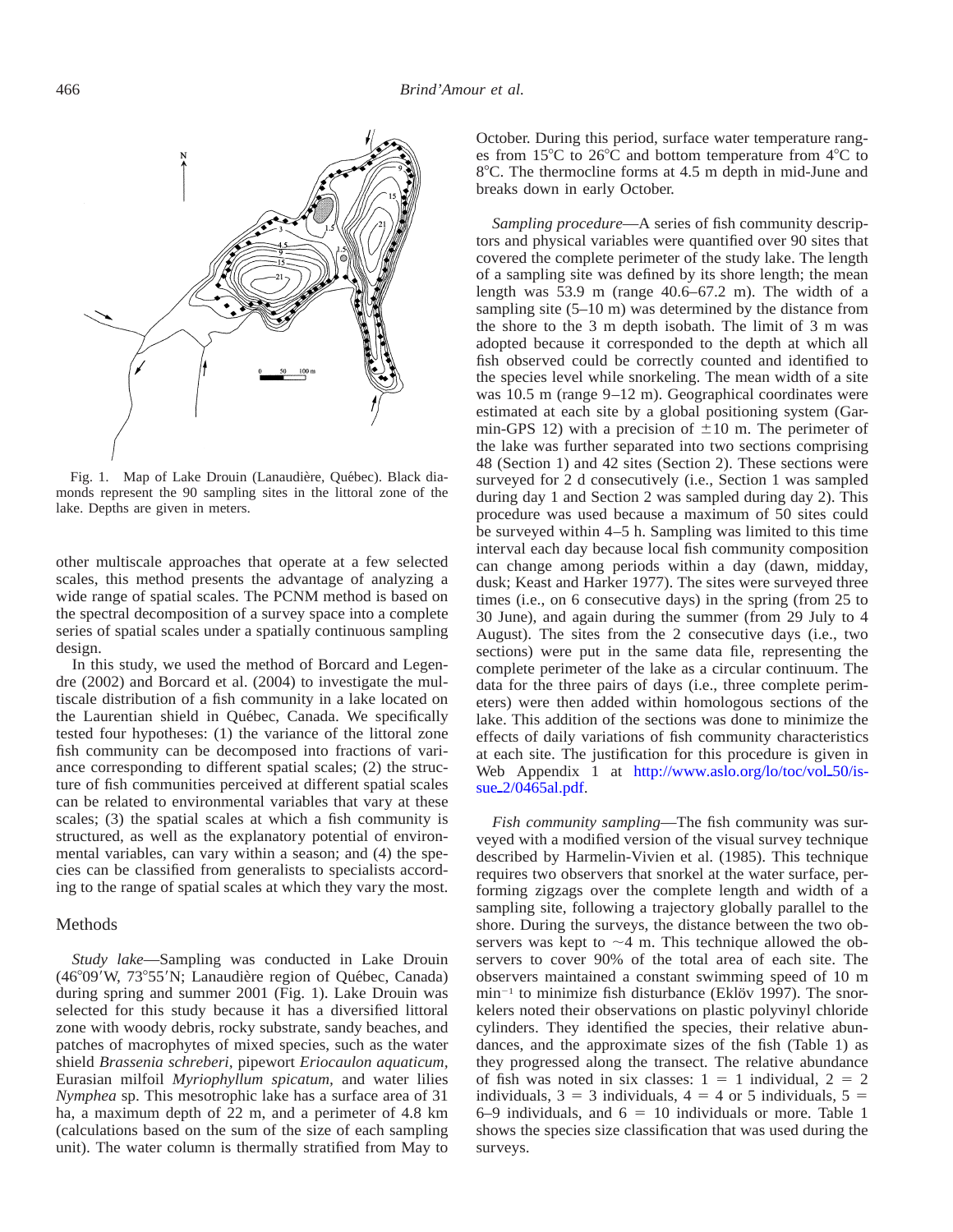Fig. 1. Map of Lake Drouin (Lanaudière, Québec). Black diamonds represent the 90 sampling sites in the littoral zone of the lake. Depths are given in meters.

other multiscale approaches that operate at a few selected scales, this method presents the advantage of analyzing a wide range of spatial scales. The PCNM method is based on the spectral decomposition of a survey space into a complete series of spatial scales under a spatially continuous sampling design.

In this study, we used the method of Borcard and Legendre (2002) and Borcard et al. (2004) to investigate the multiscale distribution of a fish community in a lake located on the Laurentian shield in Québec, Canada. We specifically tested four hypotheses: (1) the variance of the littoral zone fish community can be decomposed into fractions of variance corresponding to different spatial scales; (2) the structure of fish communities perceived at different spatial scales can be related to environmental variables that vary at these scales; (3) the spatial scales at which a fish community is structured, as well as the explanatory potential of environmental variables, can vary within a season; and (4) the species can be classified from generalists to specialists according to the range of spatial scales at which they vary the most.

## Methods

*Study lake*—Sampling was conducted in Lake Drouin (46°09′W, 73°55′N; Lanaudière region of Québec, Canada) during spring and summer 2001 (Fig. 1). Lake Drouin was selected for this study because it has a diversified littoral zone with woody debris, rocky substrate, sandy beaches, and patches of macrophytes of mixed species, such as the water shield *Brassenia schreberi*, pipewort *Eriocaulon aquaticum,* Eurasian milfoil *Myriophyllum spicatum,* and water lilies *Nymphea* sp. This mesotrophic lake has a surface area of 31 ha, a maximum depth of 22 m, and a perimeter of 4.8 km (calculations based on the sum of the size of each sampling unit). The water column is thermally stratified from May to October. During this period, surface water temperature ranges from 15°C to 26°C and bottom temperature from 4°C to 8°C. The thermocline forms at 4.5 m depth in mid-June and breaks down in early October.

*Sampling procedure*—A series of fish community descriptors and physical variables were quantified over 90 sites that covered the complete perimeter of the study lake. The length of a sampling site was defined by its shore length; the mean length was 53.9 m (range 40.6–67.2 m). The width of a sampling site (5–10 m) was determined by the distance from the shore to the 3 m depth isobath. The limit of 3 m was adopted because it corresponded to the depth at which all fish observed could be correctly counted and identified to the species level while snorkeling. The mean width of a site was 10.5 m (range 9–12 m). Geographical coordinates were estimated at each site by a global positioning system (Garmin-GPS 12) with a precision of ±10 m. The perimeter of the lake was further separated into two sections comprising 48 (Section 1) and 42 sites (Section 2). These sections were surveyed for 2 d consecutively (i.e., Section 1 was sampled during day 1 and Section 2 was sampled during day 2). This procedure was used because a maximum of 50 sites could be surveyed within 4–5 h. Sampling was limited to this time interval each day because local fish community composition can change among periods within a day (dawn, midday, dusk; Keast and Harker 1977). The sites were surveyed three times (i.e., on 6 consecutive days) in the spring (from 25 to 30 June), and again during the summer (from 29 July to 4 August). The sites from the 2 consecutive days (i.e., two sections) were put in the same data file, representing the complete perimeter of the lake as a circular continuum. The data for the three pairs of days (i.e., three complete perimeters) were then added within homologous sections of the lake. This addition of the sections was done to minimize the effects of daily variations of fish community characteristics at each site. The justification for this procedure is given in Web Appendix 1 at http://www.aslo.org/lo/toc/vol_50/issue_2/0465a1.pdf.

*Fish community sampling*—The fish community was surveyed with a modified version of the visual survey technique described by Harmelin-Vivien et al. (1985). This technique requires two observers that snorkel at the water surface, performing zigzags over the complete length and width of a sampling site, following a trajectory globally parallel to the shore. During the surveys, the distance between the two observers was kept to ~4 m. This technique allowed the observers to cover 90% of the total area of each site. The observers maintained a constant swimming speed of 10 m $min^{-1}$ to minimize fish disturbance (Eklöv 1997). The snorkelers noted their observations on plastic polyvinyl chloride cylinders. They identified the species, their relative abundances, and the approximate sizes of the fish (Table 1) as they progressed along the transect. The relative abundance of fish was noted in six classes: 1 = 1 individual, 2 = 2 individuals, 3 = 3 individuals, 4 = 4 or 5 individuals, 5 = 6–9 individuals, and 6 = 10 individuals or more. Table 1 shows the species size classification that was used during the surveys.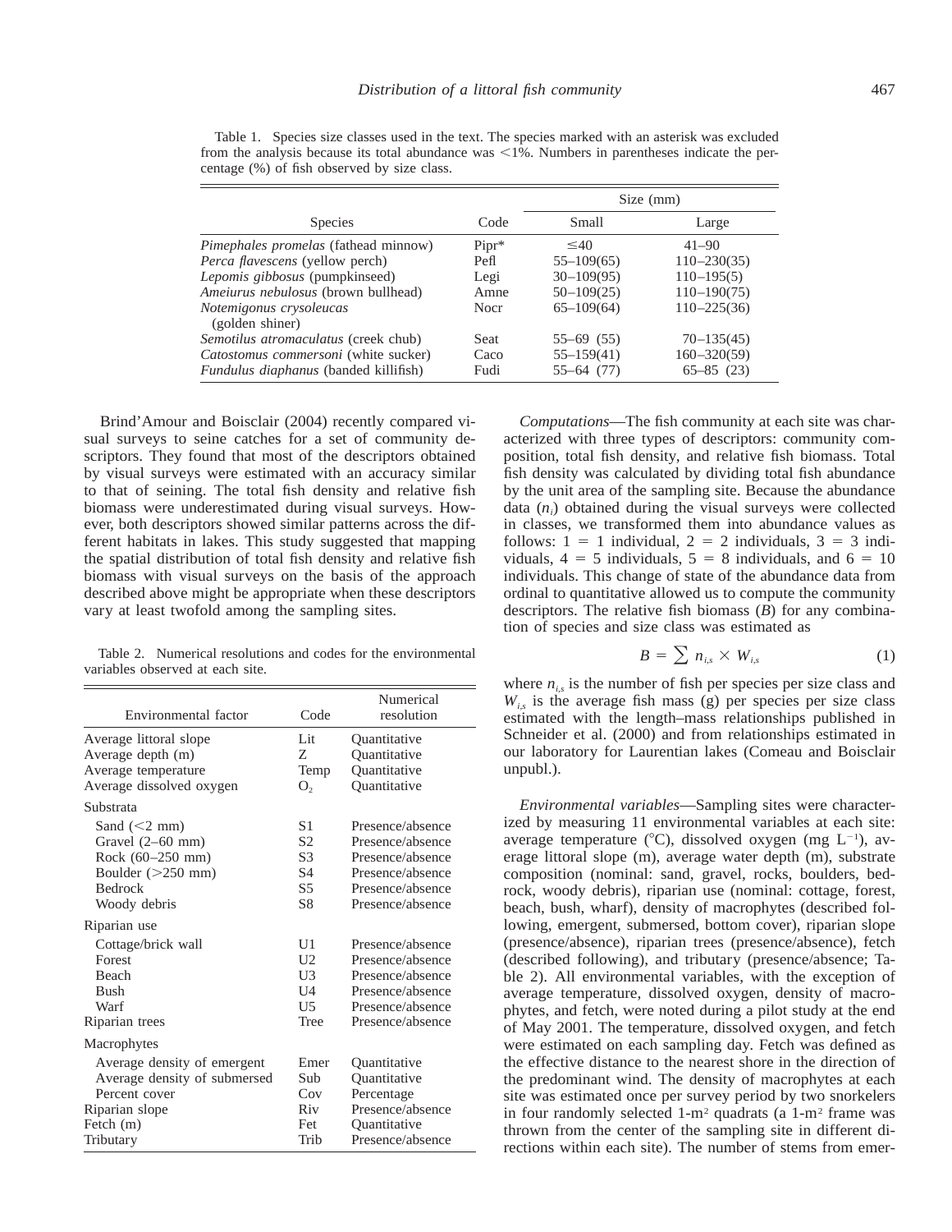Table 1. Species size classes used in the text. The species marked with an asterisk was excluded from the analysis because its total abundance was <1%. Numbers in parentheses indicate the percentage (%) of fish observed by size class.

| Species | Code | Size (mm) | |
|---|---|---|---|
| | | Small | Large |
| *Pimephales promelas* (fathead minnow) | Pipr* | ≤40 | 41–90 |
| *Perca flavescens* (yellow perch) | Pefl | 55–109(65) | 110–230(35) |
| *Lepomis gibbosus* (pumpkinseed) | Legi | 30–109(95) | 110–195(5) |
| *Ameiurus nebulosus* (brown bullhead) | Amne | 50–109(25) | 110–190(75) |
| *Notemigonus crysoleucas* (golden shiner) | Nocr | 65–109(64) | 110–225(36) |
| *Semotilus atromaculatus* (creek chub) | Seat | 55–69 (55) | 70–135(45) |
| *Catostomus commersoni* (white sucker) | Caco | 55–159(41) | 160–320(59) |
| *Fundulus diaphanus* (banded killifish) | Fudi | 55–64 (77) | 65–85 (23) |

Brind'Amour and Boisclair (2004) recently compared visual surveys to seine catches for a set of community descriptors. They found that most of the descriptors obtained by visual surveys were estimated with an accuracy similar to that of seining. The total fish density and relative fish biomass were underestimated during visual surveys. However, both descriptors showed similar patterns across the different habitats in lakes. This study suggested that mapping the spatial distribution of total fish density and relative fish biomass with visual surveys on the basis of the approach described above might be appropriate when these descriptors vary at least twofold among the sampling sites.

Table 2. Numerical resolutions and codes for the environmental variables observed at each site.

| Environmental factor | Code | Numerical resolution |
|---|---|---|
| Average littoral slope | Lit | Quantitative |
| Average depth (m) | Z | Quantitative |
| Average temperature | Temp | Quantitative |
| Average dissolved oxygen | $O_2$ | Quantitative |
| Substrata | | |
| Sand (<2 mm) | S1 | Presence/absence |
| Gravel (2–60 mm) | S2 | Presence/absence |
| Rock (60–250 mm) | S3 | Presence/absence |
| Boulder (>250 mm) | S4 | Presence/absence |
| Bedrock | S5 | Presence/absence |
| Woody debris | S8 | Presence/absence |
| Riparian use | | |
| Cottage/brick wall | U1 | Presence/absence |
| Forest | U2 | Presence/absence |
| Beach | U3 | Presence/absence |
| Bush | U4 | Presence/absence |
| Warf | U5 | Presence/absence |
| Riparian trees | Tree | Presence/absence |
| Macrophytes | | |
| Average density of emergent | Emer | Quantitative |
| Average density of submersed | Sub | Quantitative |
| Percent cover | Cov | Percentage |
| Riparian slope | Riv | Presence/absence |
| Fetch (m) | Fet | Quantitative |
| Tributary | Trib | Presence/absence |

*Computations*—The fish community at each site was characterized with three types of descriptors: community composition, total fish density, and relative fish biomass. Total fish density was calculated by dividing total fish abundance by the unit area of the sampling site. Because the abundance data ($n_i$) obtained during the visual surveys were collected in classes, we transformed them into abundance values as follows: 1 = 1 individual, 2 = 2 individuals, 3 = 3 individuals, 4 = 5 individuals, 5 = 8 individuals, and 6 = 10 individuals. This change of state of the abundance data from ordinal to quantitative allowed us to compute the community descriptors. The relative fish biomass ($B$) for any combination of species and size class was estimated as

$$B = \sum n_{i,s} \times W_{i,s} \tag{1}$$

where $n_{i,s}$ is the number of fish per species per size class and $W_{i,s}$ is the average fish mass (g) per species per size class estimated with the length–mass relationships published in Schneider et al. (2000) and from relationships estimated in our laboratory for Laurentian lakes (Comeau and Boisclair unpubl.).

*Environmental variables*—Sampling sites were characterized by measuring 11 environmental variables at each site: average temperature (°C), dissolved oxygen (mg $L^{-1}$), average littoral slope (m), average water depth (m), substrate composition (nominal: sand, gravel, rocks, boulders, bedrock, woody debris), riparian use (nominal: cottage, forest, beach, bush, wharf), density of macrophytes (described following, emergent, submersed, bottom cover), riparian slope (presence/absence), riparian trees (presence/absence), fetch (described following), and tributary (presence/absence; Table 2). All environmental variables, with the exception of average temperature, dissolved oxygen, density of macrophytes, and fetch, were noted during a pilot study at the end of May 2001. The temperature, dissolved oxygen, and fetch were estimated on each sampling day. Fetch was defined as the effective distance to the nearest shore in the direction of the predominant wind. The density of macrophytes at each site was estimated once per survey period by two snorkelers in four randomly selected 1-$m^2$ quadrats (a 1-$m^2$ frame was thrown from the center of the sampling site in different directions within each site). The number of stems from emer-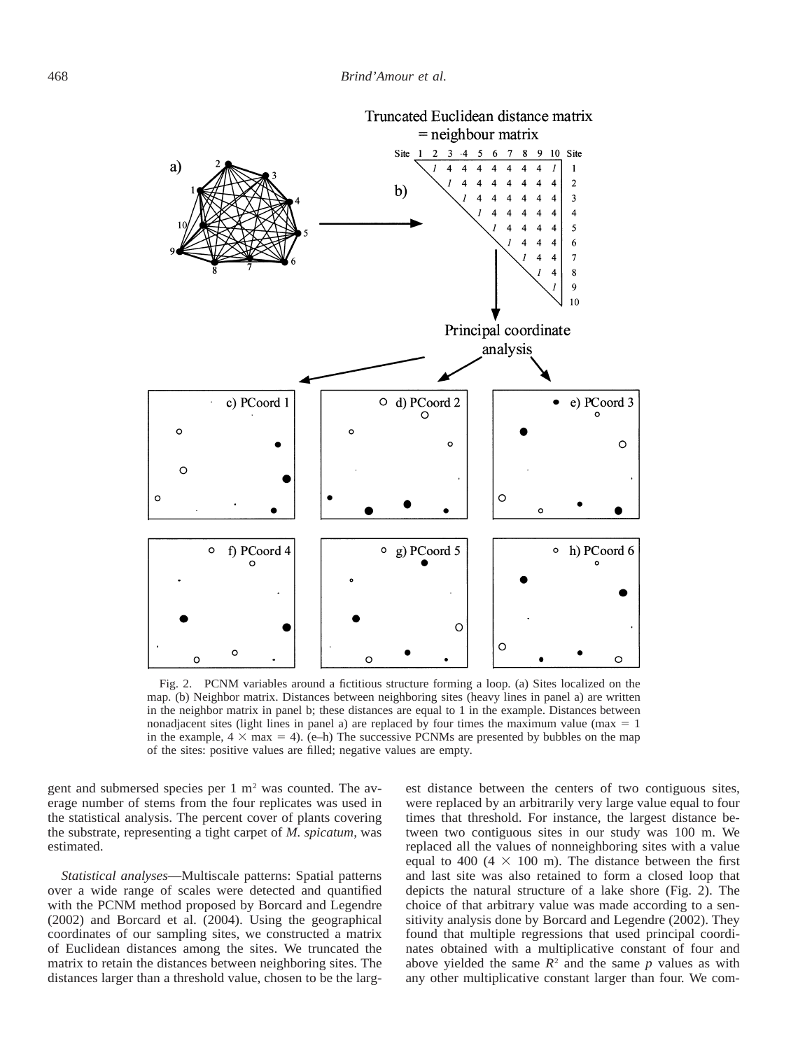Fig. 2. PCNM variables around a fictitious structure forming a loop. (a) Sites localized on the map. (b) Neighbor matrix. Distances between neighboring sites (heavy lines in panel a) are written in the neighbor matrix in panel b; these distances are equal to 1 in the example. Distances between nonadjacent sites (light lines in panel a) are replaced by four times the maximum value (max = 1 in the example, 4 × max = 4). (e–h) The successive PCNMs are presented by bubbles on the map of the sites: positive values are filled; negative values are empty.

gent and submersed species per 1 m$^2$ was counted. The average number of stems from the four replicates was used in the statistical analysis. The percent cover of plants covering the substrate, representing a tight carpet of *M. spicatum*, was estimated.

*Statistical analyses*—Multiscale patterns: Spatial patterns over a wide range of scales were detected and quantified with the PCNM method proposed by Borcard and Legendre (2002) and Borcard et al. (2004). Using the geographical coordinates of our sampling sites, we constructed a matrix of Euclidean distances among the sites. We truncated the matrix to retain the distances between neighboring sites. The distances larger than a threshold value, chosen to be the largest distance between the centers of two contiguous sites, were replaced by an arbitrarily very large value equal to four times that threshold. For instance, the largest distance between two contiguous sites in our study was 100 m. We replaced all the values of nonneighboring sites with a value equal to 400 (4 × 100 m). The distance between the first and last site was also retained to form a closed loop that depicts the natural structure of a lake shore (Fig. 2). The choice of that arbitrary value was made according to a sensitivity analysis done by Borcard and Legendre (2002). They found that multiple regressions that used principal coordinates obtained with a multiplicative constant of four and above yielded the same $R^2$ and the same $p$ values as with any other multiplicative constant larger than four. We com-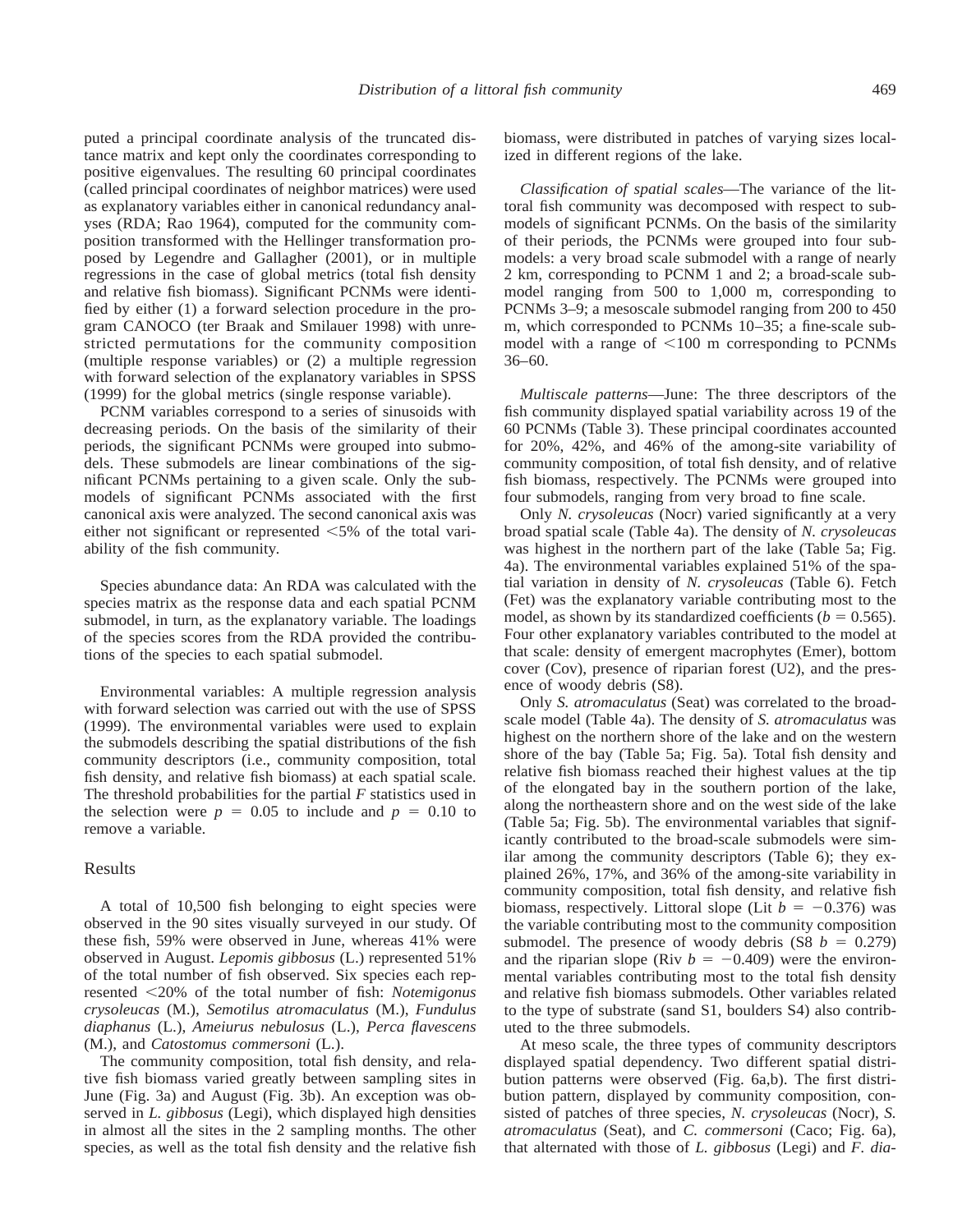puted a principal coordinate analysis of the truncated distance matrix and kept only the coordinates corresponding to positive eigenvalues. The resulting 60 principal coordinates (called principal coordinates of neighbor matrices) were used as explanatory variables either in canonical redundancy analyses (RDA; Rao 1964), computed for the community composition transformed with the Hellinger transformation proposed by Legendre and Gallagher (2001), or in multiple regressions in the case of global metrics (total fish density and relative fish biomass). Significant PCNMs were identified by either (1) a forward selection procedure in the program CANOCO (ter Braak and Smilauer 1998) with unrestricted permutations for the community composition (multiple response variables) or (2) a multiple regression with forward selection of the explanatory variables in SPSS (1999) for the global metrics (single response variable).

PCNM variables correspond to a series of sinusoids with decreasing periods. On the basis of the similarity of their periods, the significant PCNMs were grouped into submodels. These submodels are linear combinations of the significant PCNMs pertaining to a given scale. Only the submodels of significant PCNMs associated with the first canonical axis were analyzed. The second canonical axis was either not significant or represented <5% of the total variability of the fish community.

Species abundance data: An RDA was calculated with the species matrix as the response data and each spatial PCNM submodel, in turn, as the explanatory variable. The loadings of the species scores from the RDA provided the contributions of the species to each spatial submodel.

Environmental variables: A multiple regression analysis with forward selection was carried out with the use of SPSS (1999). The environmental variables were used to explain the submodels describing the spatial distributions of the fish community descriptors (i.e., community composition, total fish density, and relative fish biomass) at each spatial scale. The threshold probabilities for the partial $F$ statistics used in the selection were $p = 0.05$ to include and $p = 0.10$ to remove a variable.

## Results

A total of 10,500 fish belonging to eight species were observed in the 90 sites visually surveyed in our study. Of these fish, 59% were observed in June, whereas 41% were observed in August. *Lepomis gibbosus* (L.) represented 51% of the total number of fish observed. Six species each represented <20% of the total number of fish: *Notemigonus crysoleucas* (M.), *Semotilus atromaculatus* (M.), *Fundulus diaphanus* (L.), *Ameiurus nebulosus* (L.), *Perca flavescens* (M.), and *Catostomus commersoni* (L.).

The community composition, total fish density, and relative fish biomass varied greatly between sampling sites in June (Fig. 3a) and August (Fig. 3b). An exception was observed in *L. gibbosus* (Legi), which displayed high densities in almost all the sites in the 2 sampling months. The other species, as well as the total fish density and the relative fish biomass, were distributed in patches of varying sizes localized in different regions of the lake.

*Classification of spatial scales*—The variance of the littoral fish community was decomposed with respect to submodels of significant PCNMs. On the basis of the similarity of their periods, the PCNMs were grouped into four submodels: a very broad scale submodel with a range of nearly 2 km, corresponding to PCNM 1 and 2; a broad-scale submodel ranging from 500 to 1,000 m, corresponding to PCNMs 3–9; a mesoscale submodel ranging from 200 to 450 m, which corresponded to PCNMs 10–35; a fine-scale submodel with a range of <100 m corresponding to PCNMs 36–60.

*Multiscale patterns*—June: The three descriptors of the fish community displayed spatial variability across 19 of the 60 PCNMs (Table 3). These principal coordinates accounted for 20%, 42%, and 46% of the among-site variability of community composition, of total fish density, and of relative fish biomass, respectively. The PCNMs were grouped into four submodels, ranging from very broad to fine scale.

Only *N. crysoleucas* (Nocr) varied significantly at a very broad spatial scale (Table 4a). The density of *N. crysoleucas* was highest in the northern part of the lake (Table 5a; Fig. 4a). The environmental variables explained 51% of the spatial variation in density of *N. crysoleucas* (Table 6). Fetch (Fet) was the explanatory variable contributing most to the model, as shown by its standardized coefficients ($b = 0.565$). Four other explanatory variables contributed to the model at that scale: density of emergent macrophytes (Emer), bottom cover (Cov), presence of riparian forest (U2), and the presence of woody debris (S8).

Only *S. atromaculatus* (Seat) was correlated to the broad-scale model (Table 4a). The density of *S. atromaculatus* was highest on the northern shore of the lake and on the western shore of the bay (Table 5a; Fig. 5a). Total fish density and relative fish biomass reached their highest values at the tip of the elongated bay in the southern portion of the lake, along the northeastern shore and on the west side of the lake (Table 5a; Fig. 5b). The environmental variables that significantly contributed to the broad-scale submodels were similar among the community descriptors (Table 6); they explained 26%, 17%, and 36% of the among-site variability in community composition, total fish density, and relative fish biomass, respectively. Littoral slope (Lit $b = -0.376$) was the variable contributing most to the community composition submodel. The presence of woody debris (S8 $b = 0.279$) and the riparian slope (Riv $b = -0.409$) were the environmental variables contributing most to the total fish density and relative fish biomass submodels. Other variables related to the type of substrate (sand S1, boulders S4) also contributed to the three submodels.

At meso scale, the three types of community descriptors displayed spatial dependency. Two different spatial distribution patterns were observed (Fig. 6a,b). The first distribution pattern, displayed by community composition, consisted of patches of three species, *N. crysoleucas* (Nocr), *S. atromaculatus* (Seat), and *C. commersoni* (Caco; Fig. 6a), that alternated with those of *L. gibbosus* (Legi) and *F. dia-*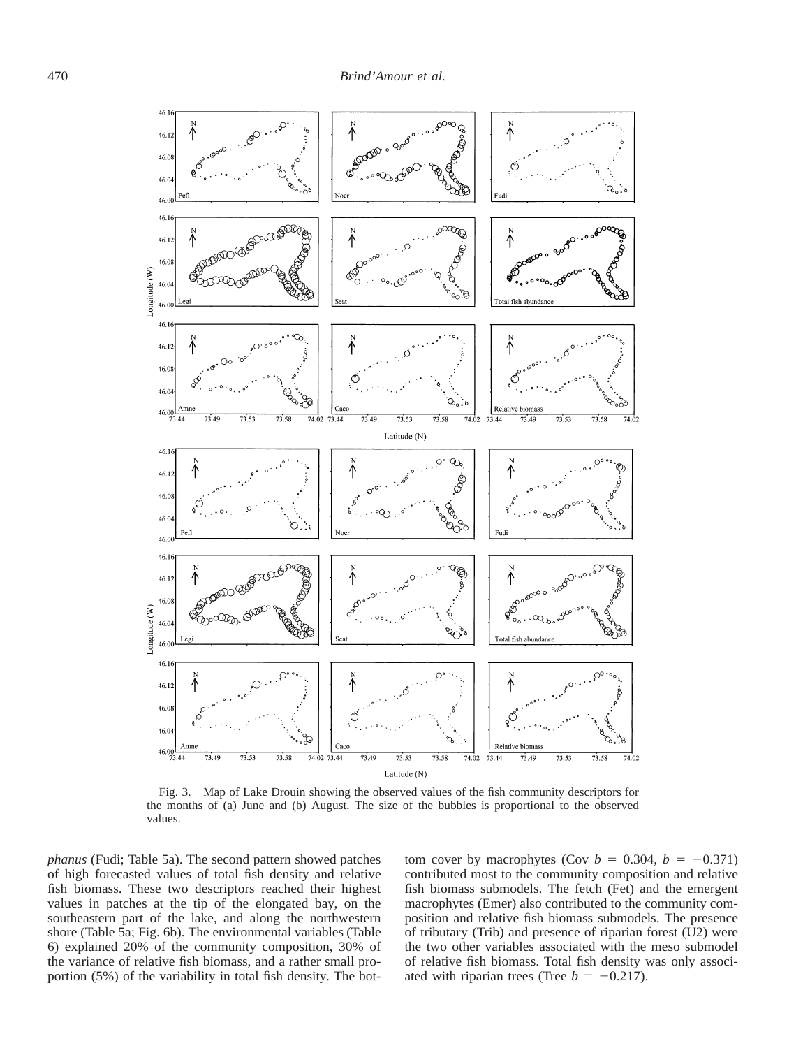Fig. 3. Map of Lake Drouin showing the observed values of the fish community descriptors for the months of (a) June and (b) August. The size of the bubbles is proportional to the observed values.

*phanus* (Fudi; Table 5a). The second pattern showed patches of high forecasted values of total fish density and relative fish biomass. These two descriptors reached their highest values in patches at the tip of the elongated bay, on the southeastern part of the lake, and along the northwestern shore (Table 5a; Fig. 6b). The environmental variables (Table 6) explained 20% of the community composition, 30% of the variance of relative fish biomass, and a rather small proportion (5%) of the variability in total fish density. The bottom cover by macrophytes (Cov $b = 0.304$, $b = -0.371$) contributed most to the community composition and relative fish biomass submodels. The fetch (Fet) and the emergent macrophytes (Emer) also contributed to the community composition and relative fish biomass submodels. The presence of tributary (Trib) and presence of riparian forest (U2) were the two other variables associated with the meso submodel of relative fish biomass. Total fish density was only associated with riparian trees (Tree $b = -0.217$).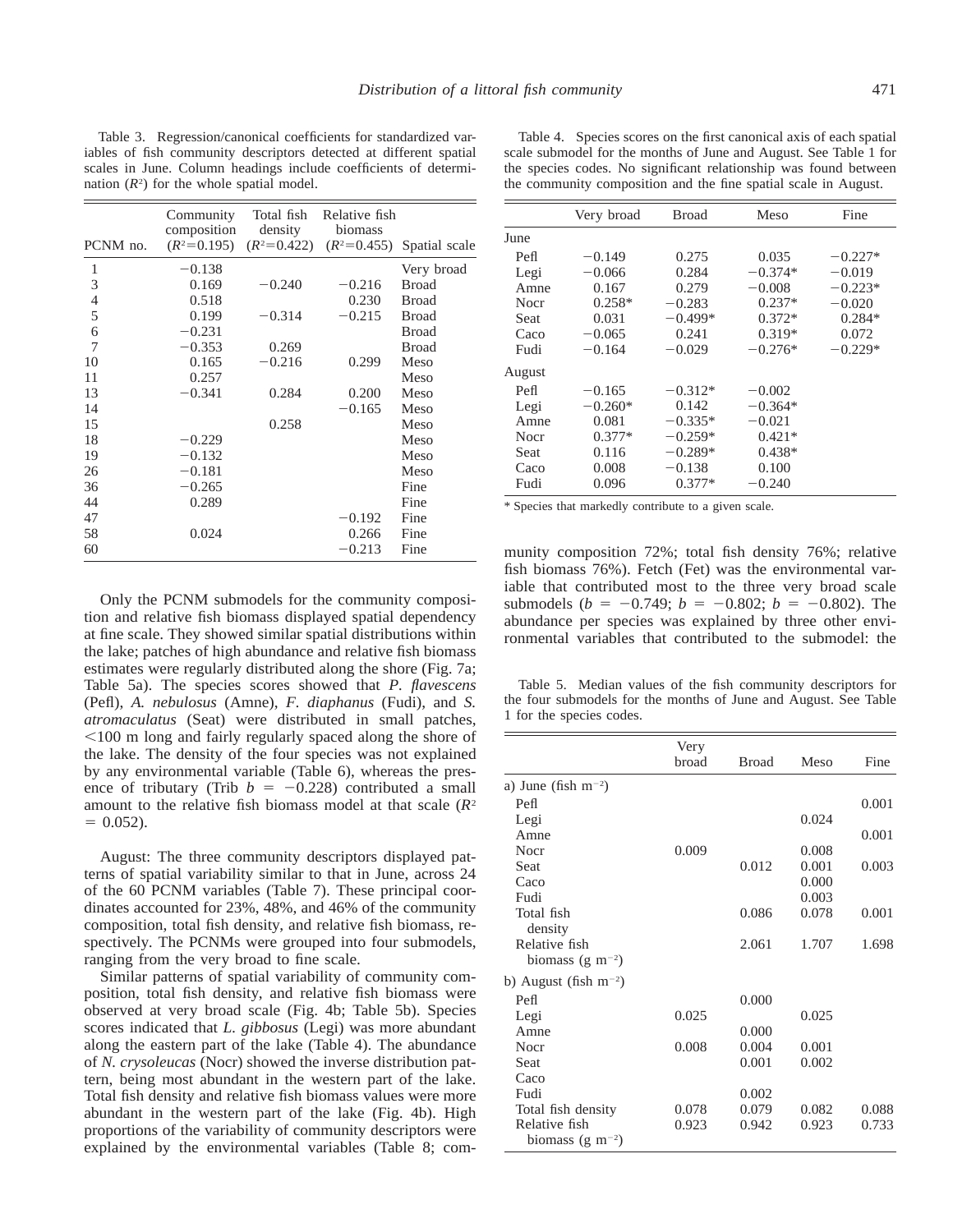Table 3. Regression/canonical coefficients for standardized variables of fish community descriptors detected at different spatial scales in June. Column headings include coefficients of determination ($R^2$) for the whole spatial model.

| PCNM no. | Community composition ($R^2$=0.195) | Total fish density ($R^2$=0.422) | Relative fish biomass ($R^2$=0.455) | Spatial scale |
|---|---|---|---|---|
| 1 | −0.138 | | | Very broad |
| 3 | 0.169 | −0.240 | −0.216 | Broad |
| 4 | 0.518 | | 0.230 | Broad |
| 5 | 0.199 | −0.314 | −0.215 | Broad |
| 6 | −0.231 | | | Broad |
| 7 | −0.353 | 0.269 | | Broad |
| 10 | 0.165 | −0.216 | 0.299 | Meso |
| 11 | 0.257 | | | Meso |
| 13 | −0.341 | 0.284 | 0.200 | Meso |
| 14 | | | −0.165 | Meso |
| 15 | | 0.258 | | Meso |
| 18 | −0.229 | | | Meso |
| 19 | −0.132 | | | Meso |
| 26 | −0.181 | | | Meso |
| 36 | −0.265 | | | Fine |
| 44 | 0.289 | | | Fine |
| 47 | | | −0.192 | Fine |
| 58 | 0.024 | | 0.266 | Fine |
| 60 | | | −0.213 | Fine |

Only the PCNM submodels for the community composition and relative fish biomass displayed spatial dependency at fine scale. They showed similar spatial distributions within the lake; patches of high abundance and relative fish biomass estimates were regularly distributed along the shore (Fig. 7a; Table 5a). The species scores showed that *P. flavescens* (Pefl), *A. nebulosus* (Amne), *F. diaphanus* (Fudi), and *S. atromaculatus* (Seat) were distributed in small patches, <100 m long and fairly regularly spaced along the shore of the lake. The density of the four species was not explained by any environmental variable (Table 6), whereas the presence of tributary (Trib $b = -0.228$) contributed a small amount to the relative fish biomass model at that scale ($R^2 = 0.052$).

August: The three community descriptors displayed patterns of spatial variability similar to that in June, across 24 of the 60 PCNM variables (Table 7). These principal coordinates accounted for 23%, 48%, and 46% of the community composition, total fish density, and relative fish biomass, respectively. The PCNMs were grouped into four submodels, ranging from the very broad to fine scale.

Similar patterns of spatial variability of community composition, total fish density, and relative fish biomass were observed at very broad scale (Fig. 4b; Table 5b). Species scores indicated that *L. gibbosus* (Legi) was more abundant along the eastern part of the lake (Table 4). The abundance of *N. crysoleucas* (Nocr) showed the inverse distribution pattern, being most abundant in the western part of the lake. Total fish density and relative fish biomass values were more abundant in the western part of the lake (Fig. 4b). High proportions of the variability of community descriptors were explained by the environmental variables (Table 8; community composition 72%; total fish density 76%; relative fish biomass 76%). Fetch (Fet) was the environmental variable that contributed most to the three very broad scale submodels ($b = -0.749$; $b = -0.802$; $b = -0.802$). The abundance per species was explained by three other environmental variables that contributed to the submodel: the

Table 4. Species scores on the first canonical axis of each spatial scale submodel for the months of June and August. See Table 1 for the species codes. No significant relationship was found between the community composition and the fine spatial scale in August.

| | Very broad | Broad | Meso | Fine |
|---|---|---|---|---|
| June | | | | |
| Pefl | −0.149 | 0.275 | 0.035 | −0.227* |
| Legi | −0.066 | 0.284 | −0.374* | −0.019 |
| Amne | 0.167 | 0.279 | −0.008 | −0.223* |
| Nocr | 0.258* | −0.283 | 0.237* | −0.020 |
| Seat | 0.031 | −0.499* | 0.372* | 0.284* |
| Caco | −0.065 | 0.241 | 0.319* | 0.072 |
| Fudi | −0.164 | −0.029 | −0.276* | −0.229* |
| August | | | | |
| Pefl | −0.165 | −0.312* | −0.002 | |
| Legi | −0.260* | 0.142 | −0.364* | |
| Amne | 0.081 | −0.335* | −0.021 | |
| Nocr | 0.377* | −0.259* | 0.421* | |
| Seat | 0.116 | −0.289* | 0.438* | |
| Caco | 0.008 | −0.138 | 0.100 | |
| Fudi | 0.096 | 0.377* | −0.240 | |

\* Species that markedly contribute to a given scale.

Table 5. Median values of the fish community descriptors for the four submodels for the months of June and August. See Table 1 for the species codes.

| | Very broad | Broad | Meso | Fine |
|---|---|---|---|---|
| a) June (fish m$^{-2}$) | | | | |
| Pefl | | | | 0.001 |
| Legi | | | 0.024 | |
| Amne | | | | 0.001 |
| Nocr | 0.009 | | 0.008 | |
| Seat | | 0.012 | 0.001 | 0.003 |
| Caco | | | 0.000 | |
| Fudi | | | 0.003 | |
| Total fish density | | 0.086 | 0.078 | 0.001 |
| Relative fish biomass (g m$^{-2}$) | | 2.061 | 1.707 | 1.698 |
| b) August (fish m$^{-2}$) | | | | |
| Pefl | | 0.000 | | |
| Legi | 0.025 | | 0.025 | |
| Amne | | 0.000 | | |
| Nocr | 0.008 | 0.004 | 0.001 | |
| Seat | | 0.001 | 0.002 | |
| Caco | | | | |
| Fudi | | 0.002 | | |
| Total fish density | 0.078 | 0.079 | 0.082 | 0.088 |
| Relative fish biomass (g m$^{-2}$) | 0.923 | 0.942 | 0.923 | 0.733 |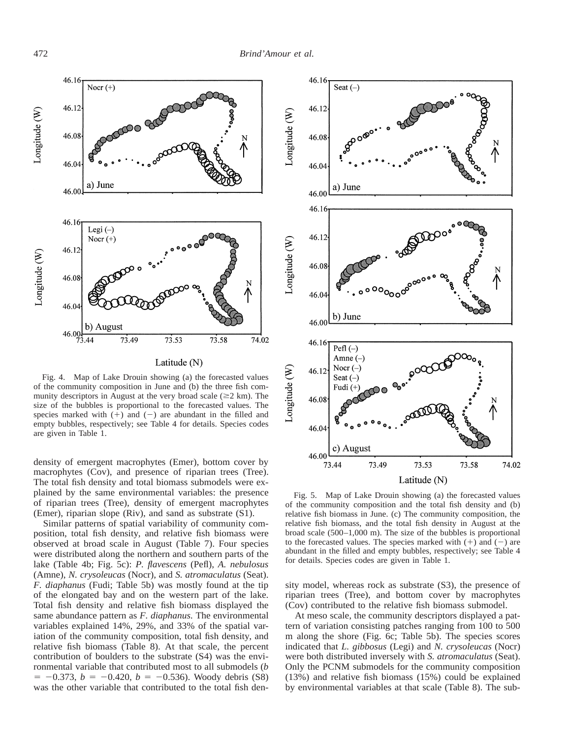Fig. 4. Map of Lake Drouin showing (a) the forecasted values of the community composition in June and (b) the three fish community descriptors in August at the very broad scale (≥2 km). The size of the bubbles is proportional to the forecasted values. The species marked with (+) and (−) are abundant in the filled and empty bubbles, respectively; see Table 4 for details. Species codes are given in Table 1.

density of emergent macrophytes (Emer), bottom cover by macrophytes (Cov), and presence of riparian trees (Tree). The total fish density and total biomass submodels were explained by the same environmental variables: the presence of riparian trees (Tree), density of emergent macrophytes (Emer), riparian slope (Riv), and sand as substrate (S1).

Similar patterns of spatial variability of community composition, total fish density, and relative fish biomass were observed at broad scale in August (Table 7). Four species were distributed along the northern and southern parts of the lake (Table 4b; Fig. 5c): *P. flavescens* (Pefl), *A. nebulosus* (Amne), *N. crysoleucas* (Nocr), and *S. atromaculatus* (Seat). *F. diaphanus* (Fudi; Table 5b) was mostly found at the tip of the elongated bay and on the western part of the lake. Total fish density and relative fish biomass displayed the same abundance pattern as *F. diaphanus*. The environmental variables explained 14%, 29%, and 33% of the spatial variation of the community composition, total fish density, and relative fish biomass (Table 8). At that scale, the percent contribution of boulders to the substrate (S4) was the environmental variable that contributed most to all submodels ($b$ = −0.373, $b$ = −0.420, $b$ = −0.536). Woody debris (S8) was the other variable that contributed to the total fish density model, whereas rock as substrate (S3), the presence of riparian trees (Tree), and bottom cover by macrophytes (Cov) contributed to the relative fish biomass submodel.

Fig. 5. Map of Lake Drouin showing (a) the forecasted values of the community composition and the total fish density and (b) relative fish biomass in June. (c) The community composition, the relative fish biomass, and the total fish density in August at the broad scale (500–1,000 m). The size of the bubbles is proportional to the forecasted values. The species marked with (+) and (−) are abundant in the filled and empty bubbles, respectively; see Table 4 for details. Species codes are given in Table 1.

At meso scale, the community descriptors displayed a pattern of variation consisting patches ranging from 100 to 500 m along the shore (Fig. 6c; Table 5b). The species scores indicated that *L. gibbosus* (Legi) and *N. crysoleucas* (Nocr) were both distributed inversely with *S. atromaculatus* (Seat). Only the PCNM submodels for the community composition (13%) and relative fish biomass (15%) could be explained by environmental variables at that scale (Table 8). The sub-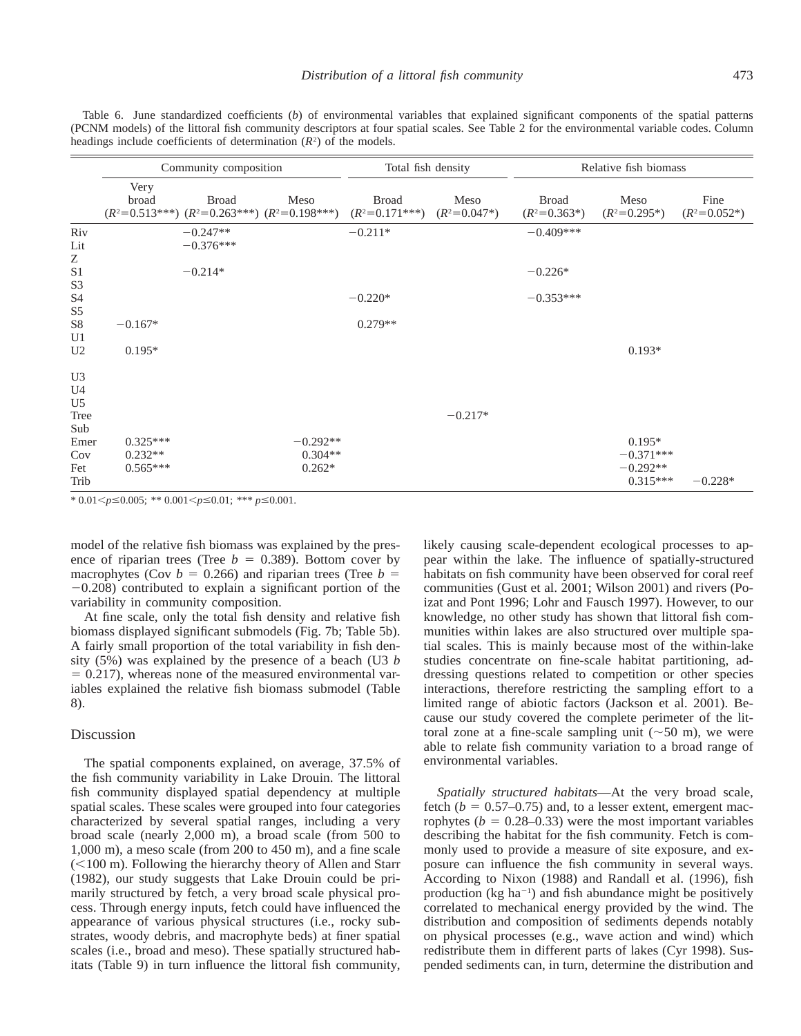Table 6. June standardized coefficients ($b$) of environmental variables that explained significant components of the spatial patterns (PCNM models) of the littoral fish community descriptors at four spatial scales. See Table 2 for the environmental variable codes. Column headings include coefficients of determination ($R^2$) of the models.

| | Community composition | | | Total fish density | | Relative fish biomass | | |
|---|---|---|---|---|---|---|---|---|
| | Very broad ($R^2$=0.513***) | Broad ($R^2$=0.263***) | Meso ($R^2$=0.198***) | Broad ($R^2$=0.171***) | Meso ($R^2$=0.047*) | Broad ($R^2$=0.363*) | Meso ($R^2$=0.295*) | Fine ($R^2$=0.052*) |
| Riv | | −0.247** | | −0.211* | | −0.409*** | | |
| Lit | | −0.376*** | | | | | | |
| Z | | | | | | | | |
| S1 | | −0.214* | | | | −0.226* | | |
| S3 | | | | | | | | |
| S4 | | | | −0.220* | | −0.353*** | | |
| S5 | | | | | | | | |
| S8 | −0.167* | | | 0.279** | | | | |
| U1 | | | | | | | | |
| U2 | 0.195* | | | | | | 0.193* | |
| U3 | | | | | | | | |
| U4 | | | | | | | | |
| U5 | | | | | | | | |
| Tree | | | | | −0.217* | | | |
| Sub | | | | | | | | |
| Emer | 0.325*** | | −0.292** | | | | 0.195* | |
| Cov | 0.232** | | 0.304** | | | | −0.371*** | |
| Fet | 0.565*** | | 0.262* | | | | −0.292** | |
| Trib | | | | | | | 0.315*** | −0.228* |

* $0.01 < p \leq 0.005$; ** $0.001 < p \leq 0.01$; *** $p \leq 0.001$.

model of the relative fish biomass was explained by the presence of riparian trees (Tree $b$ = 0.389). Bottom cover by macrophytes (Cov $b$ = 0.266) and riparian trees (Tree $b$ = −0.208) contributed to explain a significant portion of the variability in community composition.

At fine scale, only the total fish density and relative fish biomass displayed significant submodels (Fig. 7b; Table 5b). A fairly small proportion of the total variability in fish density (5%) was explained by the presence of a beach (U3 $b$ = 0.217), whereas none of the measured environmental variables explained the relative fish biomass submodel (Table 8).

## Discussion

The spatial components explained, on average, 37.5% of the fish community variability in Lake Drouin. The littoral fish community displayed spatial dependency at multiple spatial scales. These scales were grouped into four categories characterized by several spatial ranges, including a very broad scale (nearly 2,000 m), a broad scale (from 500 to 1,000 m), a meso scale (from 200 to 450 m), and a fine scale (<100 m). Following the hierarchy theory of Allen and Starr (1982), our study suggests that Lake Drouin could be primarily structured by fetch, a very broad scale physical process. Through energy inputs, fetch could have influenced the appearance of various physical structures (i.e., rocky substrates, woody debris, and macrophyte beds) at finer spatial scales (i.e., broad and meso). These spatially structured habitats (Table 9) in turn influence the littoral fish community, likely causing scale-dependent ecological processes to appear within the lake. The influence of spatially-structured habitats on fish community have been observed for coral reef communities (Gust et al. 2001; Wilson 2001) and rivers (Poizat and Pont 1996; Lohr and Fausch 1997). However, to our knowledge, no other study has shown that littoral fish communities within lakes are also structured over multiple spatial scales. This is mainly because most of the within-lake studies concentrate on fine-scale habitat partitioning, addressing questions related to competition or other species interactions, therefore restricting the sampling effort to a limited range of abiotic factors (Jackson et al. 2001). Because our study covered the complete perimeter of the littoral zone at a fine-scale sampling unit (~50 m), we were able to relate fish community variation to a broad range of environmental variables.

*Spatially structured habitats*—At the very broad scale, fetch ($b$ = 0.57–0.75) and, to a lesser extent, emergent macrophytes ($b$ = 0.28–0.33) were the most important variables describing the habitat for the fish community. Fetch is commonly used to provide a measure of site exposure, and exposure can influence the fish community in several ways. According to Nixon (1988) and Randall et al. (1996), fish production (kg $ha^{-1}$) and fish abundance might be positively correlated to mechanical energy provided by the wind. The distribution and composition of sediments depends notably on physical processes (e.g., wave action and wind) which redistribute them in different parts of lakes (Cyr 1998). Suspended sediments can, in turn, determine the distribution and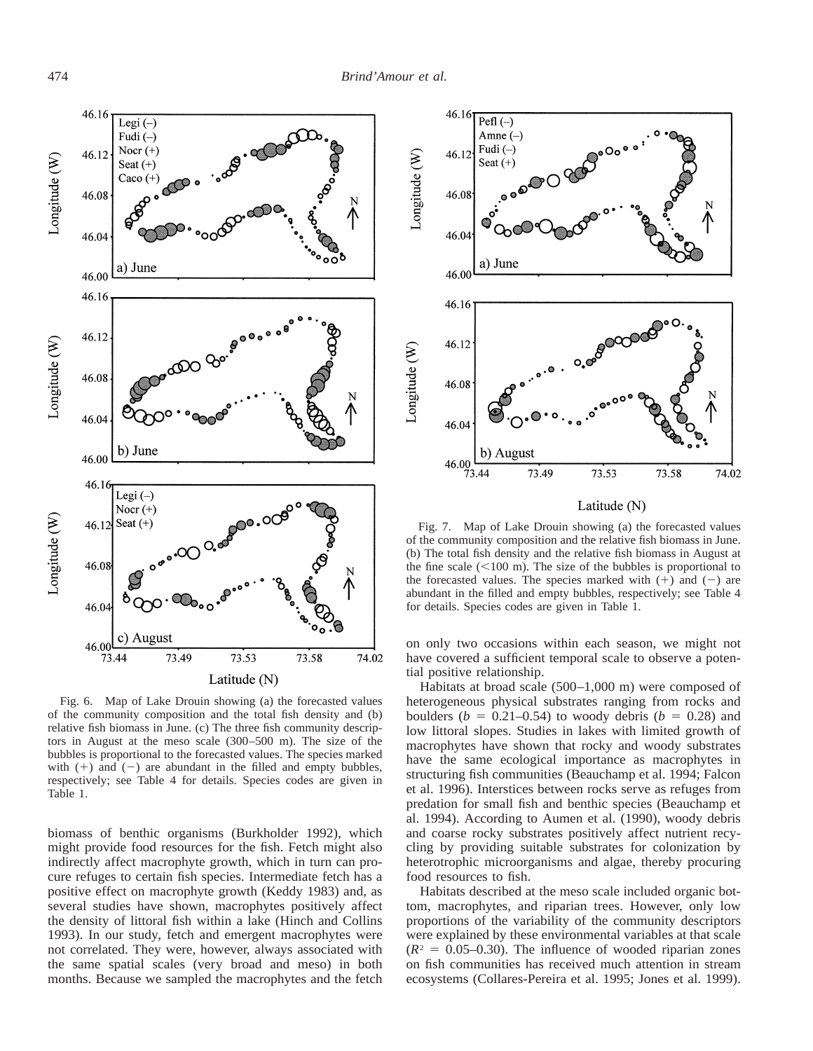Fig. 6. Map of Lake Drouin showing (a) the forecasted values of the community composition and the total fish density and (b) relative fish biomass in June. (c) The three fish community descriptors in August at the meso scale (300–500 m). The size of the bubbles is proportional to the forecasted values. The species marked with (+) and (−) are abundant in the filled and empty bubbles, respectively; see Table 4 for details. Species codes are given in Table 1.

Fig. 7. Map of Lake Drouin showing (a) the forecasted values of the community composition and the relative fish biomass in June. (b) The total fish density and the relative fish biomass in August at the fine scale (<100 m). The size of the bubbles is proportional to the forecasted values. The species marked with (+) and (−) are abundant in the filled and empty bubbles, respectively; see Table 4 for details. Species codes are given in Table 1.

biomass of benthic organisms (Burkholder 1992), which might provide food resources for the fish. Fetch might also indirectly affect macrophyte growth, which in turn can procure refuges to certain fish species. Intermediate fetch has a positive effect on macrophyte growth (Keddy 1983) and, as several studies have shown, macrophytes positively affect the density of littoral fish within a lake (Hinch and Collins 1993). In our study, fetch and emergent macrophytes were not correlated. They were, however, always associated with the same spatial scales (very broad and meso) in both months. Because we sampled the macrophytes and the fetch on only two occasions within each season, we might not have covered a sufficient temporal scale to observe a potential positive relationship.

Habitats at broad scale (500–1,000 m) were composed of heterogeneous physical substrates ranging from rocks and boulders ($b$ = 0.21–0.54) to woody debris ($b$ = 0.28) and low littoral slopes. Studies in lakes with limited growth of macrophytes have shown that rocky and woody substrates have the same ecological importance as macrophytes in structuring fish communities (Beauchamp et al. 1994; Falcon et al. 1996). Interstices between rocks serve as refuges from predation for small fish and benthic species (Beauchamp et al. 1994). According to Aumen et al. (1990), woody debris and coarse rocky substrates positively affect nutrient recycling by providing suitable substrates for colonization by heterotrophic microorganisms and algae, thereby procuring food resources to fish.

Habitats described at the meso scale included organic bottom, macrophytes, and riparian trees. However, only low proportions of the variability of the community descriptors were explained by these environmental variables at that scale ($R^2$ = 0.05–0.30). The influence of wooded riparian zones on fish communities has received much attention in stream ecosystems (Collares-Pereira et al. 1995; Jones et al. 1999).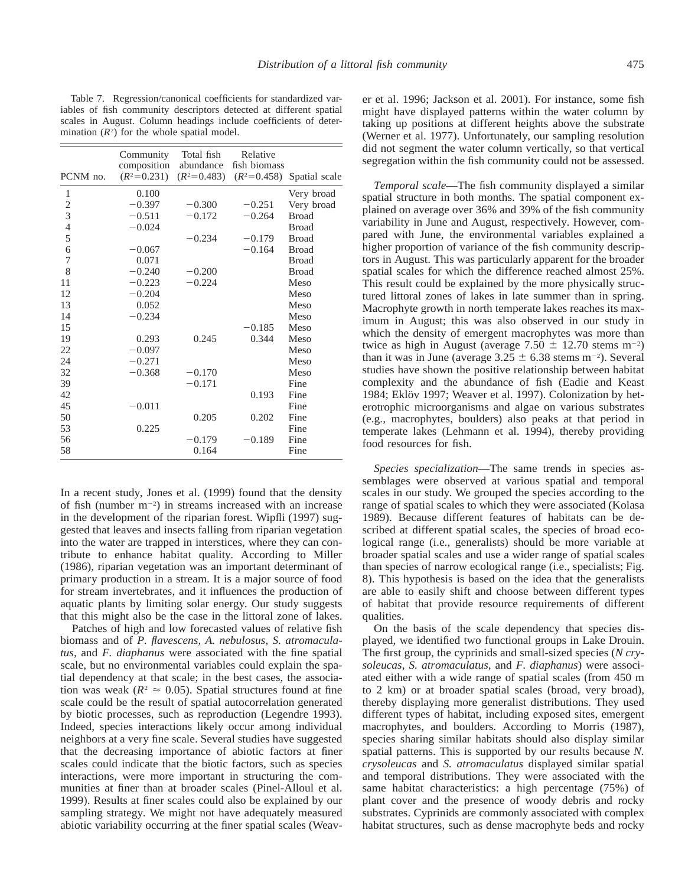Table 7. Regression/canonical coefficients for standardized variables of fish community descriptors detected at different spatial scales in August. Column headings include coefficients of determination ($R^2$) for the whole spatial model.

| PCNM no. | Community composition ($R^2$=0.231) | Total fish abundance ($R^2$=0.483) | Relative fish biomass ($R^2$=0.458) | Spatial scale |
|---|---|---|---|---|
| 1 | 0.100 | | | Very broad |
| 2 | −0.397 | −0.300 | −0.251 | Very broad |
| 3 | −0.511 | −0.172 | −0.264 | Broad |
| 4 | −0.024 | | | Broad |
| 5 | | −0.234 | −0.179 | Broad |
| 6 | −0.067 | | −0.164 | Broad |
| 7 | 0.071 | | | Broad |
| 8 | −0.240 | −0.200 | | Broad |
| 11 | −0.223 | −0.224 | | Meso |
| 12 | −0.204 | | | Meso |
| 13 | 0.052 | | | Meso |
| 14 | −0.234 | | | Meso |
| 15 | | | −0.185 | Meso |
| 19 | 0.293 | 0.245 | 0.344 | Meso |
| 22 | −0.097 | | | Meso |
| 24 | −0.271 | | | Meso |
| 32 | −0.368 | −0.170 | | Meso |
| 39 | | −0.171 | | Fine |
| 42 | | | 0.193 | Fine |
| 45 | −0.011 | | | Fine |
| 50 | | 0.205 | 0.202 | Fine |
| 53 | 0.225 | | | Fine |
| 56 | | −0.179 | −0.189 | Fine |
| 58 | | 0.164 | | Fine |

In a recent study, Jones et al. (1999) found that the density of fish (number m$^{-2}$) in streams increased with an increase in the development of the riparian forest. Wipfli (1997) suggested that leaves and insects falling from riparian vegetation into the water are trapped in interstices, where they can contribute to enhance habitat quality. According to Miller (1986), riparian vegetation was an important determinant of primary production in a stream. It is a major source of food for stream invertebrates, and it influences the production of aquatic plants by limiting solar energy. Our study suggests that this might also be the case in the littoral zone of lakes.

Patches of high and low forecasted values of relative fish biomass and of *P. flavescens*, *A. nebulosus*, *S. atromaculatus*, and *F. diaphanus* were associated with the fine spatial scale, but no environmental variables could explain the spatial dependency at that scale; in the best cases, the association was weak ($R^2 \approx 0.05$). Spatial structures found at fine scale could be the result of spatial autocorrelation generated by biotic processes, such as reproduction (Legendre 1993). Indeed, species interactions likely occur among individual neighbors at a very fine scale. Several studies have suggested that the decreasing importance of abiotic factors at finer scales could indicate that the biotic factors, such as species interactions, were more important in structuring the communities at finer than at broader scales (Pinel-Alloul et al. 1999). Results at finer scales could also be explained by our sampling strategy. We might not have adequately measured abiotic variability occurring at the finer spatial scales (Weaver et al. 1996; Jackson et al. 2001). For instance, some fish might have displayed patterns within the water column by taking up positions at different heights above the substrate (Werner et al. 1977). Unfortunately, our sampling resolution did not segment the water column vertically, so that vertical segregation within the fish community could not be assessed.

*Temporal scale*—The fish community displayed a similar spatial structure in both months. The spatial component explained on average over 36% and 39% of the fish community variability in June and August, respectively. However, compared with June, the environmental variables explained a higher proportion of variance of the fish community descriptors in August. This was particularly apparent for the broader spatial scales for which the difference reached almost 25%. This result could be explained by the more physically structured littoral zones of lakes in late summer than in spring. Macrophyte growth in north temperate lakes reaches its maximum in August; this was also observed in our study in which the density of emergent macrophytes was more than twice as high in August (average $7.50 \pm 12.70$ stems m$^{-2}$) than it was in June (average $3.25 \pm 6.38$ stems m$^{-2}$). Several studies have shown the positive relationship between habitat complexity and the abundance of fish (Eadie and Keast 1984; Eklöv 1997; Weaver et al. 1997). Colonization by heterotrophic microorganisms and algae on various substrates (e.g., macrophytes, boulders) also peaks at that period in temperate lakes (Lehmann et al. 1994), thereby providing food resources for fish.

*Species specialization*—The same trends in species assemblages were observed at various spatial and temporal scales in our study. We grouped the species according to the range of spatial scales to which they were associated (Kolasa 1989). Because different features of habitats can be described at different spatial scales, the species of broad ecological range (i.e., generalists) should be more variable at broader spatial scales and use a wider range of spatial scales than species of narrow ecological range (i.e., specialists; Fig. 8). This hypothesis is based on the idea that the generalists are able to easily shift and choose between different types of habitat that provide resource requirements of different qualities.

On the basis of the scale dependency that species displayed, we identified two functional groups in Lake Drouin. The first group, the cyprinids and small-sized species (*N crysoleucas*, *S. atromaculatus*, and *F. diaphanus*) were associated either with a wide range of spatial scales (from 450 m to 2 km) or at broader spatial scales (broad, very broad), thereby displaying more generalist distributions. They used different types of habitat, including exposed sites, emergent macrophytes, and boulders. According to Morris (1987), species sharing similar habitats should also display similar spatial patterns. This is supported by our results because *N. crysoleucas* and *S. atromaculatus* displayed similar spatial and temporal distributions. They were associated with the same habitat characteristics: a high percentage (75%) of plant cover and the presence of woody debris and rocky substrates. Cyprinids are commonly associated with complex habitat structures, such as dense macrophyte beds and rocky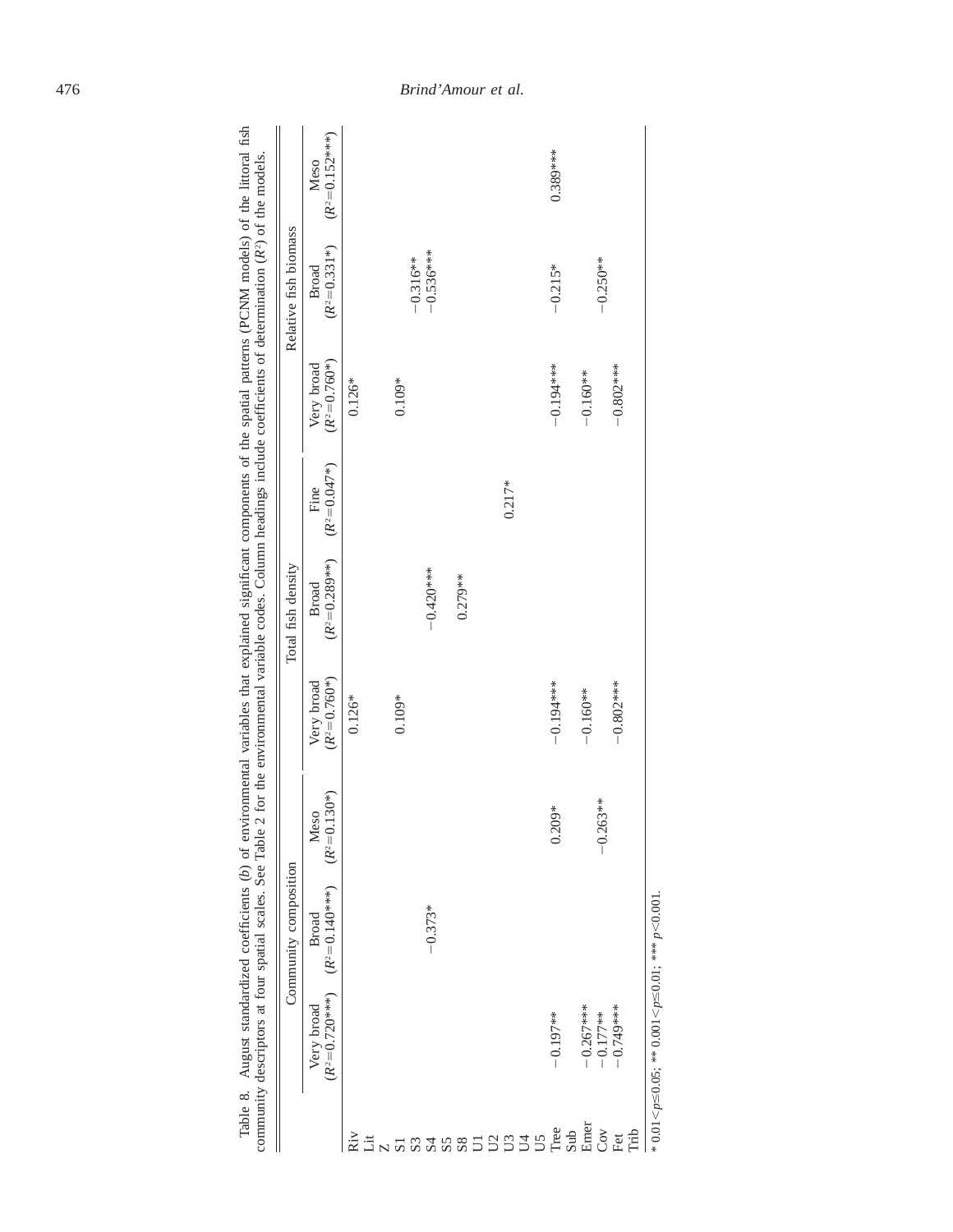Table 8. August standardized coefficients ($b$) of environmental variables that explained significant components of the spatial patterns (PCNM models) of the littoral fish community descriptors at four spatial scales. See Table 2 for the environmental variable codes. Column headings include coefficients of determination ($R^2$) of the models.

| | Community composition | | | Total fish density | | | Relative fish biomass | | |
|---|---|---|---|---|---|---|---|---|---|
| | Very broad ($R^2$=0.720***) | Broad ($R^2$=0.140***) | Meso ($R^2$=0.130*) | Very broad ($R^2$=0.760*) | Broad ($R^2$=0.289**) | Fine ($R^2$=0.047*) | Very broad ($R^2$=0.760*) | Broad ($R^2$=0.331*) | Meso ($R^2$=0.152***) |
| Riv | | | | 0.126* | | | 0.126* | | |
| Lit | | | | | | | | | |
| Z | | | | | | | | | |
| S1 | | | | 0.109* | | | 0.109* | | |
| S3 | | | | | | | | −0.316** | |
| S4 | | −0.373* | | | −0.420*** | | | −0.536*** | |
| S5 | | | | | | | | | |
| S8 | | | | | 0.279** | | | | |
| U1 | | | | | | | | | |
| U2 | | | | | | 0.217* | | | |
| U3 | | | | | | | | | |
| U4 | | | | | | | | | |
| U5 | | | | | | | | | |
| Tree | −0.197** | | 0.209* | −0.194*** | | | −0.194*** | −0.215* | 0.389*** |
| Sub | | | | | | | | | |
| Emer | −0.267*** | | | −0.160** | | | −0.160** | | |
| Cov | −0.177** | | −0.263** | | | | | −0.250** | |
| Fet | −0.749*** | | | −0.802*** | | | −0.802*** | | |
| Trib | | | | | | | | | |

* $0.01 < p \leq 0.05$; ** $0.001 < p \leq 0.01$; *** $p < 0.001$.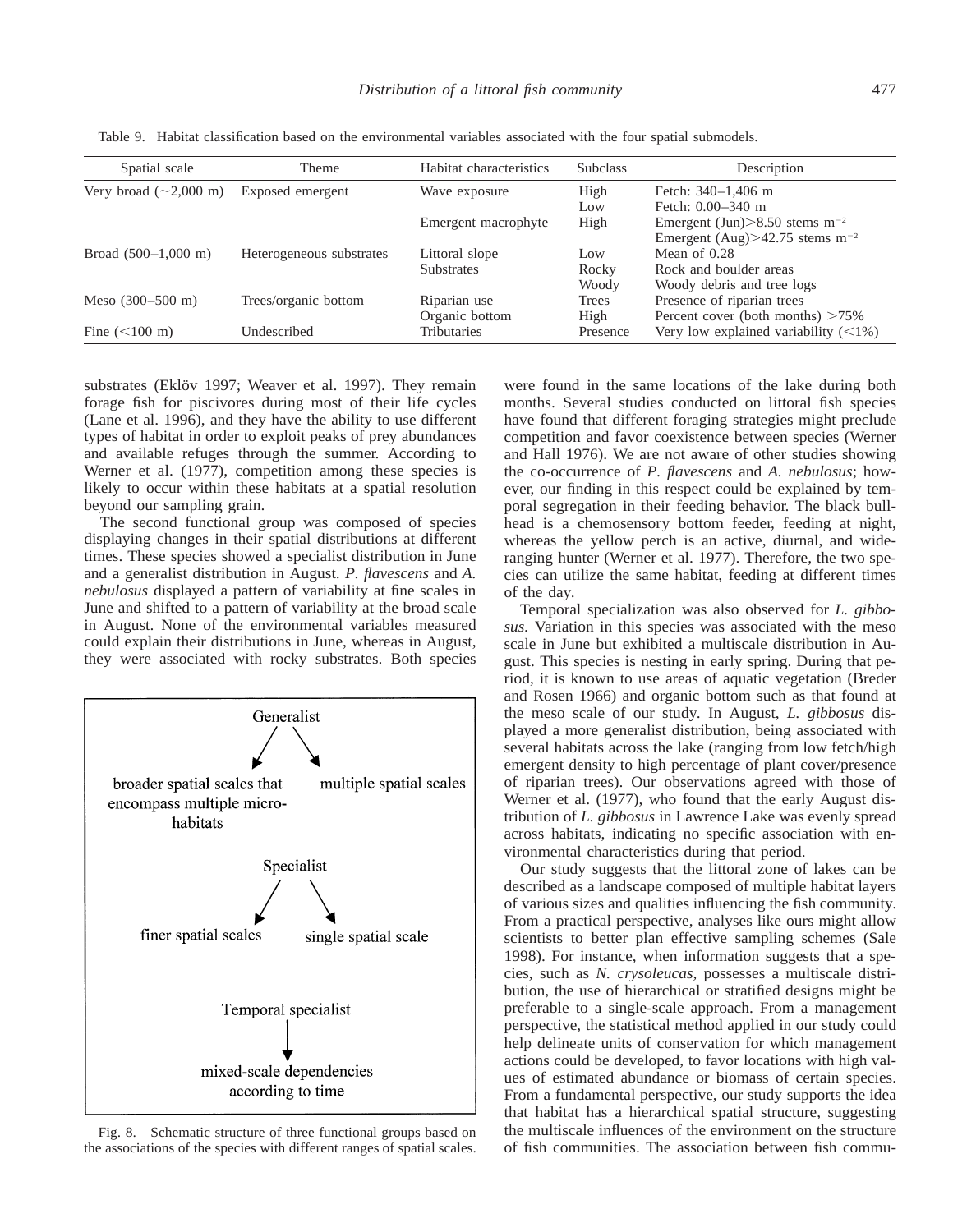Table 9. Habitat classification based on the environmental variables associated with the four spatial submodels.

| Spatial scale | Theme | Habitat characteristics | Subclass | Description |
|---|---|---|---|---|
| Very broad (~2,000 m) | Exposed emergent | Wave exposure | High | Fetch: 340–1,406 m |
| | | | Low | Fetch: 0.00–340 m |
| | | Emergent macrophyte | High | Emergent (Jun)>8.50 stems $m^{-2}$ |
| | | | | Emergent (Aug)>42.75 stems $m^{-2}$ |
| Broad (500–1,000 m) | Heterogeneous substrates | Littoral slope | Low | Mean of 0.28 |
| | | Substrates | Rocky | Rock and boulder areas |
| | | | Woody | Woody debris and tree logs |
| Meso (300–500 m) | Trees/organic bottom | Riparian use | Trees | Presence of riparian trees |
| | | Organic bottom | High | Percent cover (both months) >75% |
| Fine (<100 m) | Undescribed | Tributaries | Presence | Very low explained variability (<1%) |

substrates (Eklöv 1997; Weaver et al. 1997). They remain forage fish for piscivores during most of their life cycles (Lane et al. 1996), and they have the ability to use different types of habitat in order to exploit peaks of prey abundances and available refuges through the summer. According to Werner et al. (1977), competition among these species is likely to occur within these habitats at a spatial resolution beyond our sampling grain.

The second functional group was composed of species displaying changes in their spatial distributions at different times. These species showed a specialist distribution in June and a generalist distribution in August. *P. flavescens* and *A. nebulosus* displayed a pattern of variability at fine scales in June and shifted to a pattern of variability at the broad scale in August. None of the environmental variables measured could explain their distributions in June, whereas in August, they were associated with rocky substrates. Both species were found in the same locations of the lake during both months. Several studies conducted on littoral fish species have found that different foraging strategies might preclude competition and favor coexistence between species (Werner and Hall 1976). We are not aware of other studies showing the co-occurrence of *P. flavescens* and *A. nebulosus*; however, our finding in this respect could be explained by temporal segregation in their feeding behavior. The black bullhead is a chemosensory bottom feeder, feeding at night, whereas the yellow perch is an active, diurnal, and wide-ranging hunter (Werner et al. 1977). Therefore, the two species can utilize the same habitat, feeding at different times of the day.

Generalist → broader spatial scales that encompass multiple micro-habitats; multiple spatial scales

Specialist → finer spatial scales; single spatial scale

Temporal specialist → mixed-scale dependencies according to time

Fig. 8. Schematic structure of three functional groups based on the associations of the species with different ranges of spatial scales.

Temporal specialization was also observed for *L. gibbosus*. Variation in this species was associated with the meso scale in June but exhibited a multiscale distribution in August. This species is nesting in early spring. During that period, it is known to use areas of aquatic vegetation (Breder and Rosen 1966) and organic bottom such as that found at the meso scale of our study. In August, *L. gibbosus* displayed a more generalist distribution, being associated with several habitats across the lake (ranging from low fetch/high emergent density to high percentage of plant cover/presence of riparian trees). Our observations agreed with those of Werner et al. (1977), who found that the early August distribution of *L. gibbosus* in Lawrence Lake was evenly spread across habitats, indicating no specific association with environmental characteristics during that period.

Our study suggests that the littoral zone of lakes can be described as a landscape composed of multiple habitat layers of various sizes and qualities influencing the fish community. From a practical perspective, analyses like ours might allow scientists to better plan effective sampling schemes (Sale 1998). For instance, when information suggests that a species, such as *N. crysoleucas*, possesses a multiscale distribution, the use of hierarchical or stratified designs might be preferable to a single-scale approach. From a management perspective, the statistical method applied in our study could help delineate units of conservation for which management actions could be developed, to favor locations with high values of estimated abundance or biomass of certain species. From a fundamental perspective, our study supports the idea that habitat has a hierarchical spatial structure, suggesting the multiscale influences of the environment on the structure of fish communities. The association between fish commu-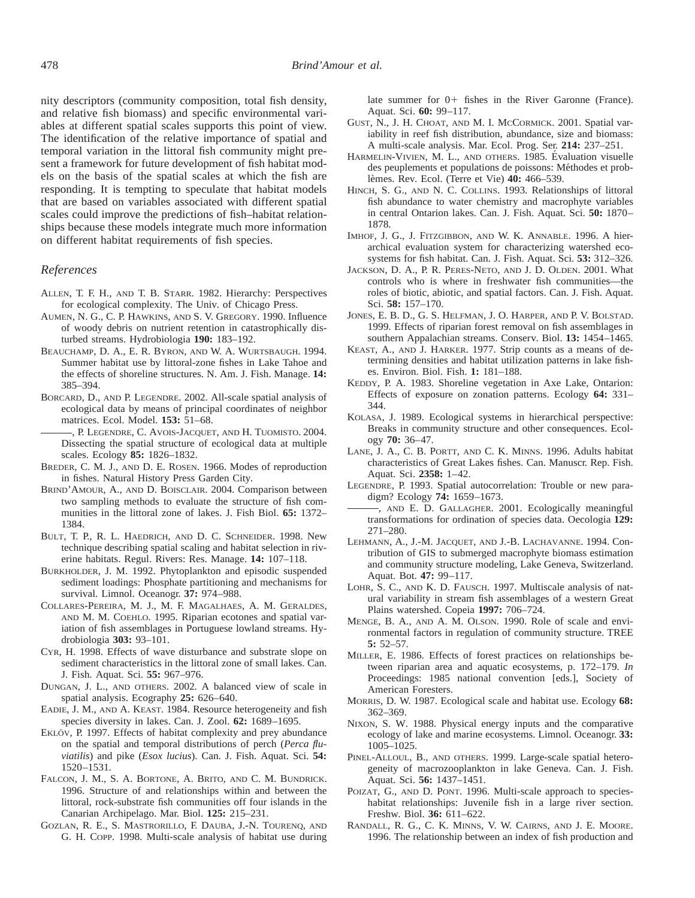nity descriptors (community composition, total fish density, and relative fish biomass) and specific environmental variables at different spatial scales supports this point of view. The identification of the relative importance of spatial and temporal variation in the littoral fish community might present a framework for future development of fish habitat models on the basis of the spatial scales at which the fish are responding. It is tempting to speculate that habitat models that are based on variables associated with different spatial scales could improve the predictions of fish–habitat relationships because these models integrate much more information on different habitat requirements of fish species.

## *References*

ALLEN, T. F. H., AND T. B. STARR. 1982. Hierarchy: Perspectives for ecological complexity. The Univ. of Chicago Press.

AUMEN, N. G., C. P. HAWKINS, AND S. V. GREGORY. 1990. Influence of woody debris on nutrient retention in catastrophically disturbed streams. Hydrobiologia **190:** 183–192.

BEAUCHAMP, D. A., E. R. BYRON, AND W. A. WURTSBAUGH. 1994. Summer habitat use by littoral-zone fishes in Lake Tahoe and the effects of shoreline structures. N. Am. J. Fish. Manage. **14:** 385–394.

BORCARD, D., AND P. LEGENDRE. 2002. All-scale spatial analysis of ecological data by means of principal coordinates of neighbor matrices. Ecol. Model. **153:** 51–68.

———, P. LEGENDRE, C. AVOIS-JACQUET, AND H. TUOMISTO. 2004. Dissecting the spatial structure of ecological data at multiple scales. Ecology **85:** 1826–1832.

BREDER, C. M. J., AND D. E. ROSEN. 1966. Modes of reproduction in fishes. Natural History Press Garden City.

BRIND'AMOUR, A., AND D. BOISCLAIR. 2004. Comparison between two sampling methods to evaluate the structure of fish communities in the littoral zone of lakes. J. Fish Biol. **65:** 1372–1384.

BULT, T. P., R. L. HAEDRICH, AND D. C. SCHNEIDER. 1998. New technique describing spatial scaling and habitat selection in riverine habitats. Regul. Rivers: Res. Manage. **14:** 107–118.

BURKHOLDER, J. M. 1992. Phytoplankton and episodic suspended sediment loadings: Phosphate partitioning and mechanisms for survival. Limnol. Oceanogr. **37:** 974–988.

COLLARES-PEREIRA, M. J., M. F. MAGALHAES, A. M. GERALDES, AND M. M. COEHLO. 1995. Riparian ecotones and spatial variation of fish assemblages in Portuguese lowland streams. Hydrobiologia **303:** 93–101.

CYR, H. 1998. Effects of wave disturbance and substrate slope on sediment characteristics in the littoral zone of small lakes. Can. J. Fish. Aquat. Sci. **55:** 967–976.

DUNGAN, J. L., AND OTHERS. 2002. A balanced view of scale in spatial analysis. Ecography **25:** 626–640.

EADIE, J. M., AND A. KEAST. 1984. Resource heterogeneity and fish species diversity in lakes. Can. J. Zool. **62:** 1689–1695.

EKLÖV, P. 1997. Effects of habitat complexity and prey abundance on the spatial and temporal distributions of perch (*Perca fluviatilis*) and pike (*Esox lucius*). Can. J. Fish. Aquat. Sci. **54:** 1520–1531.

FALCON, J. M., S. A. BORTONE, A. BRITO, AND C. M. BUNDRICK. 1996. Structure of and relationships within and between the littoral, rock-substrate fish communities off four islands in the Canarian Archipelago. Mar. Biol. **125:** 215–231.

GOZLAN, R. E., S. MASTRORILLO, F. DAUBA, J.-N. TOURENQ, AND G. H. COPP. 1998. Multi-scale analysis of habitat use during late summer for 0+ fishes in the River Garonne (France). Aquat. Sci. **60:** 99–117.

GUST, N., J. H. CHOAT, AND M. I. MCCORMICK. 2001. Spatial variability in reef fish distribution, abundance, size and biomass: A multi-scale analysis. Mar. Ecol. Prog. Ser. **214:** 237–251.

HARMELIN-VIVIEN, M. L., AND OTHERS. 1985. Évaluation visuelle des peuplements et populations de poissons: Méthodes et problèmes. Rev. Ecol. (Terre et Vie) **40:** 466–539.

HINCH, S. G., AND N. C. COLLINS. 1993. Relationships of littoral fish abundance to water chemistry and macrophyte variables in central Ontarion lakes. Can. J. Fish. Aquat. Sci. **50:** 1870–1878.

IMHOF, J. G., J. FITZGIBBON, AND W. K. ANNABLE. 1996. A hierarchical evaluation system for characterizing watershed ecosystems for fish habitat. Can. J. Fish. Aquat. Sci. **53:** 312–326.

JACKSON, D. A., P. R. PERES-NETO, AND J. D. OLDEN. 2001. What controls who is where in freshwater fish communities—the roles of biotic, abiotic, and spatial factors. Can. J. Fish. Aquat. Sci. **58:** 157–170.

JONES, E. B. D., G. S. HELFMAN, J. O. HARPER, AND P. V. BOLSTAD. 1999. Effects of riparian forest removal on fish assemblages in southern Appalachian streams. Conserv. Biol. **13:** 1454–1465.

KEAST, A., AND J. HARKER. 1977. Strip counts as a means of determining densities and habitat utilization patterns in lake fishes. Environ. Biol. Fish. **1:** 181–188.

KEDDY, P. A. 1983. Shoreline vegetation in Axe Lake, Ontarion: Effects of exposure on zonation patterns. Ecology **64:** 331–344.

KOLASA, J. 1989. Ecological systems in hierarchical perspective: Breaks in community structure and other consequences. Ecology **70:** 36–47.

LANE, J. A., C. B. PORTT, AND C. K. MINNS. 1996. Adults habitat characteristics of Great Lakes fishes. Can. Manuscr. Rep. Fish. Aquat. Sci. **2358:** 1–42.

LEGENDRE, P. 1993. Spatial autocorrelation: Trouble or new paradigm? Ecology **74:** 1659–1673.

———, AND E. D. GALLAGHER. 2001. Ecologically meaningful transformations for ordination of species data. Oecologia **129:** 271–280.

LEHMANN, A., J.-M. JACQUET, AND J.-B. LACHAVANNE. 1994. Contribution of GIS to submerged macrophyte biomass estimation and community structure modeling, Lake Geneva, Switzerland. Aquat. Bot. **47:** 99–117.

LOHR, S. C., AND K. D. FAUSCH. 1997. Multiscale analysis of natural variability in stream fish assemblages of a western Great Plains watershed. Copeia **1997:** 706–724.

MENGE, B. A., AND A. M. OLSON. 1990. Role of scale and environmental factors in regulation of community structure. TREE **5:** 52–57.

MILLER, E. 1986. Effects of forest practices on relationships between riparian area and aquatic ecosystems, p. 172–179. *In* Proceedings: 1985 national convention [eds.], Society of American Foresters.

MORRIS, D. W. 1987. Ecological scale and habitat use. Ecology **68:** 362–369.

NIXON, S. W. 1988. Physical energy inputs and the comparative ecology of lake and marine ecosystems. Limnol. Oceanogr. **33:** 1005–1025.

PINEL-ALLOUL, B., AND OTHERS. 1999. Large-scale spatial heterogeneity of macrozooplankton in lake Geneva. Can. J. Fish. Aquat. Sci. **56:** 1437–1451.

POIZAT, G., AND D. PONT. 1996. Multi-scale approach to species-habitat relationships: Juvenile fish in a large river section. Freshw. Biol. **36:** 611–622.

RANDALL, R. G., C. K. MINNS, V. W. CAIRNS, AND J. E. MOORE. 1996. The relationship between an index of fish production and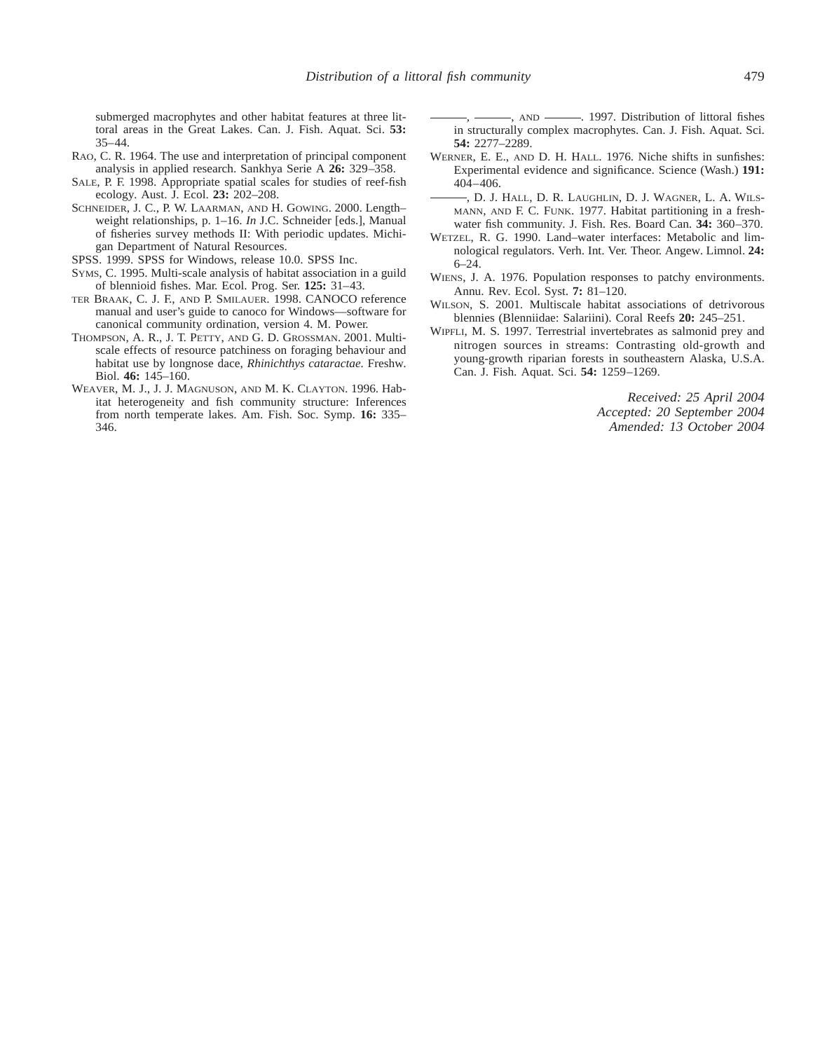submerged macrophytes and other habitat features at three littoral areas in the Great Lakes. Can. J. Fish. Aquat. Sci. **53:** 35–44.

Rao, C. R. 1964. The use and interpretation of principal component analysis in applied research. Sankhya Serie A **26:** 329–358.

Sale, P. F. 1998. Appropriate spatial scales for studies of reef-fish ecology. Aust. J. Ecol. **23:** 202–208.

Schneider, J. C., P. W. Laarman, and H. Gowing. 2000. Length–weight relationships, p. 1–16. *In* J.C. Schneider [eds.], Manual of fisheries survey methods II: With periodic updates. Michigan Department of Natural Resources.

SPSS. 1999. SPSS for Windows, release 10.0. SPSS Inc.

Syms, C. 1995. Multi-scale analysis of habitat association in a guild of blennioid fishes. Mar. Ecol. Prog. Ser. **125:** 31–43.

ter Braak, C. J. F., and P. Smilauer. 1998. CANOCO reference manual and user's guide to canoco for Windows—software for canonical community ordination, version 4. M. Power.

Thompson, A. R., J. T. Petty, and G. D. Grossman. 2001. Multiscale effects of resource patchiness on foraging behaviour and habitat use by longnose dace, *Rhinichthys cataractae.* Freshw. Biol. **46:** 145–160.

Weaver, M. J., J. J. Magnuson, and M. K. Clayton. 1996. Habitat heterogeneity and fish community structure: Inferences from north temperate lakes. Am. Fish. Soc. Symp. **16:** 335–346.

———, ———, and ———. 1997. Distribution of littoral fishes in structurally complex macrophytes. Can. J. Fish. Aquat. Sci. **54:** 2277–2289.

Werner, E. E., and D. H. Hall. 1976. Niche shifts in sunfishes: Experimental evidence and significance. Science (Wash.) **191:** 404–406.

———, D. J. Hall, D. R. Laughlin, D. J. Wagner, L. A. Wilsmann, and F. C. Funk. 1977. Habitat partitioning in a freshwater fish community. J. Fish. Res. Board Can. **34:** 360–370.

Wetzel, R. G. 1990. Land–water interfaces: Metabolic and limnological regulators. Verh. Int. Ver. Theor. Angew. Limnol. **24:** 6–24.

Wiens, J. A. 1976. Population responses to patchy environments. Annu. Rev. Ecol. Syst. **7:** 81–120.

Wilson, S. 2001. Multiscale habitat associations of detrivorous blennies (Blenniidae: Salariini). Coral Reefs **20:** 245–251.

Wipfli, M. S. 1997. Terrestrial invertebrates as salmonid prey and nitrogen sources in streams: Contrasting old-growth and young-growth riparian forests in southeastern Alaska, U.S.A. Can. J. Fish. Aquat. Sci. **54:** 1259–1269.

*Received: 25 April 2004*
*Accepted: 20 September 2004*
*Amended: 13 October 2004*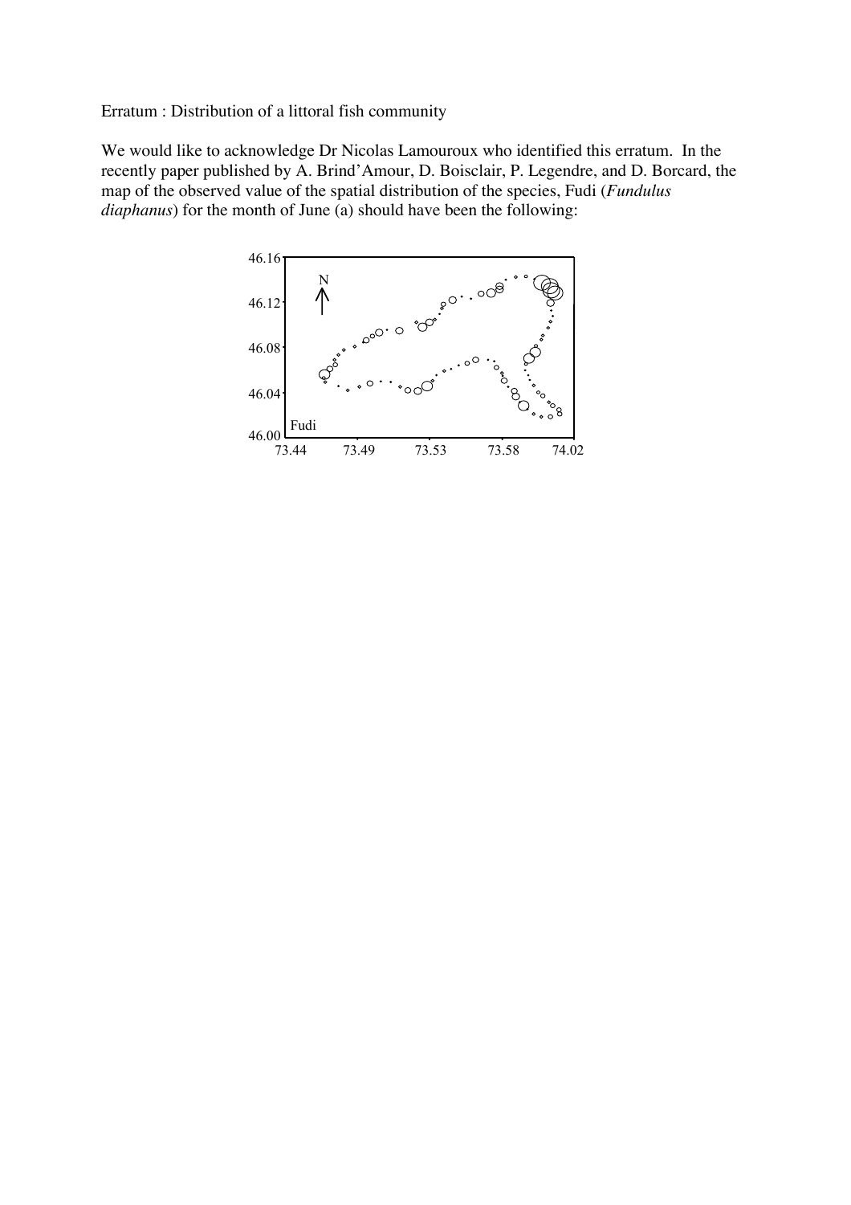Erratum : Distribution of a littoral fish community

We would like to acknowledge Dr Nicolas Lamouroux who identified this erratum. In the recently paper published by A. Brind'Amour, D. Boisclair, P. Legendre, and D. Borcard, the map of the observed value of the spatial distribution of the species, Fudi (*Fundulus diaphanus*) for the month of June (a) should have been the following: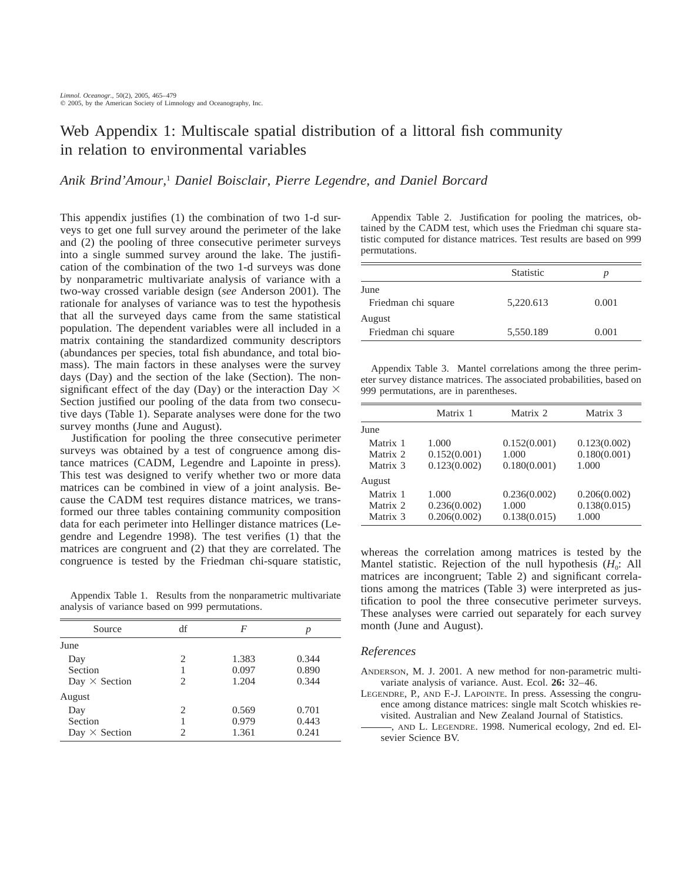# Web Appendix 1: Multiscale spatial distribution of a littoral fish community in relation to environmental variables

*Anik Brind'Amour,*[1] *Daniel Boisclair, Pierre Legendre, and Daniel Borcard*

This appendix justifies (1) the combination of two 1-d surveys to get one full survey around the perimeter of the lake and (2) the pooling of three consecutive perimeter surveys into a single summed survey around the lake. The justification of the combination of the two 1-d surveys was done by nonparametric multivariate analysis of variance with a two-way crossed variable design (*see* Anderson 2001). The rationale for analyses of variance was to test the hypothesis that all the surveyed days came from the same statistical population. The dependent variables were all included in a matrix containing the standardized community descriptors (abundances per species, total fish abundance, and total biomass). The main factors in these analyses were the survey days (Day) and the section of the lake (Section). The nonsignificant effect of the day (Day) or the interaction Day × Section justified our pooling of the data from two consecutive days (Table 1). Separate analyses were done for the two survey months (June and August).

Justification for pooling the three consecutive perimeter surveys was obtained by a test of congruence among distance matrices (CADM, Legendre and Lapointe in press). This test was designed to verify whether two or more data matrices can be combined in view of a joint analysis. Because the CADM test requires distance matrices, we transformed our three tables containing community composition data for each perimeter into Hellinger distance matrices (Legendre and Legendre 1998). The test verifies (1) that the matrices are congruent and (2) that they are correlated. The congruence is tested by the Friedman chi-square statistic, whereas the correlation among matrices is tested by the Mantel statistic. Rejection of the null hypothesis ($H_0$: All matrices are incongruent; Table 2) and significant correlations among the matrices (Table 3) were interpreted as justification to pool the three consecutive perimeter surveys. These analyses were carried out separately for each survey month (June and August).

Appendix Table 1. Results from the nonparametric multivariate analysis of variance based on 999 permutations.

| Source | df | $F$ | $p$ |
|---|---|---|---|
| June | | | |
| Day | 2 | 1.383 | 0.344 |
| Section | 1 | 0.097 | 0.890 |
| Day × Section | 2 | 1.204 | 0.344 |
| August | | | |
| Day | 2 | 0.569 | 0.701 |
| Section | 1 | 0.979 | 0.443 |
| Day × Section | 2 | 1.361 | 0.241 |

Appendix Table 2. Justification for pooling the matrices, obtained by the CADM test, which uses the Friedman chi square statistic computed for distance matrices. Test results are based on 999 permutations.

| | Statistic | $p$ |
|---|---|---|
| June | | |
| Friedman chi square | 5,220.613 | 0.001 |
| August | | |
| Friedman chi square | 5,550.189 | 0.001 |

Appendix Table 3. Mantel correlations among the three perimeter survey distance matrices. The associated probabilities, based on 999 permutations, are in parentheses.

| | Matrix 1 | Matrix 2 | Matrix 3 |
|---|---|---|---|
| June | | | |
| Matrix 1 | 1.000 | 0.152(0.001) | 0.123(0.002) |
| Matrix 2 | 0.152(0.001) | 1.000 | 0.180(0.001) |
| Matrix 3 | 0.123(0.002) | 0.180(0.001) | 1.000 |
| August | | | |
| Matrix 1 | 1.000 | 0.236(0.002) | 0.206(0.002) |
| Matrix 2 | 0.236(0.002) | 1.000 | 0.138(0.015) |
| Matrix 3 | 0.206(0.002) | 0.138(0.015) | 1.000 |

## References

ANDERSON, M. J. 2001. A new method for non-parametric multivariate analysis of variance. Aust. Ecol. **26:** 32–46.

LEGENDRE, P., AND F.-J. LAPOINTE. In press. Assessing the congruence among distance matrices: single malt Scotch whiskies revisited. Australian and New Zealand Journal of Statistics.

———, AND L. LEGENDRE. 1998. Numerical ecology, 2nd ed. Elsevier Science BV.